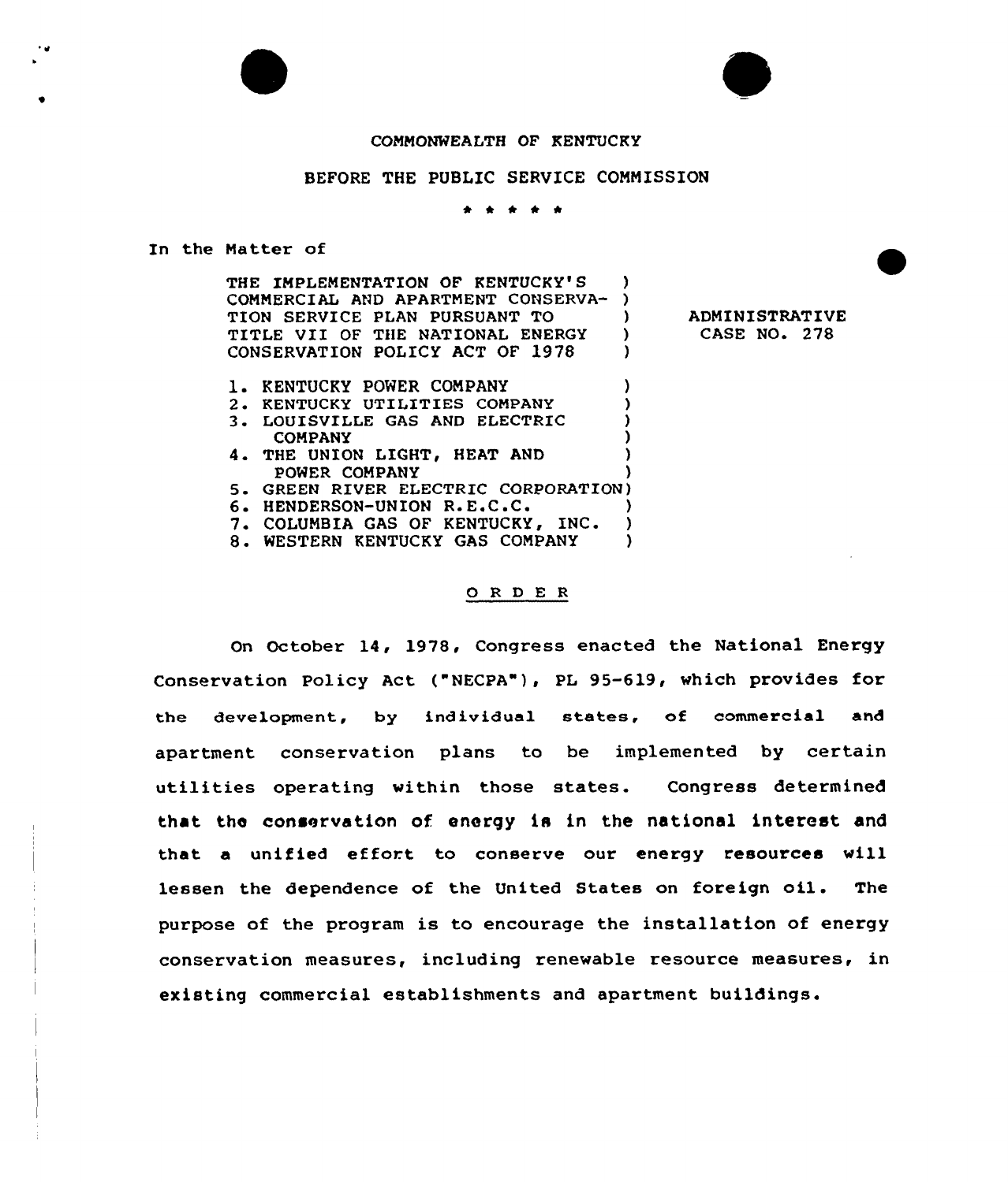COMMONWEALTH OF KENTUCKY

BEFORE THE PUBLIC SERVICE COMMISSION

\* \* \* \* \*

In the Matter of

| | |
|---|---|
| THE IMPLEMENTATION OF KENTUCKY'S COMMERCIAL AND APARTMENT CONSERVATION SERVICE PLAN PURSUANT TO TITLE VII OF THE NATIONAL ENERGY CONSERVATION POLICY ACT OF 1978 | ADMINISTRATIVE CASE NO. 278 |
| 1. KENTUCKY POWER COMPANY<br>2. KENTUCKY UTILITIES COMPANY<br>3. LOUISVILLE GAS AND ELECTRIC COMPANY<br>4. THE UNION LIGHT, HEAT AND POWER COMPANY<br>5. GREEN RIVER ELECTRIC CORPORATION<br>6. HENDERSON-UNION R.E.C.C.<br>7. COLUMBIA GAS OF KENTUCKY, INC.<br>8. WESTERN KENTUCKY GAS COMPANY | |

## ORDER

On October 14, 1978, Congress enacted the National Energy Conservation Policy Act ("NECPA"), PL 95-619, which provides for the development, by individual states, of commercial and apartment conservation plans to be implemented by certain utilities operating within those states. Congress determined that the conservation of energy is in the national interest and that a unified effort to conserve our energy resources will lessen the dependence of the United States on foreign oil. The purpose of the program is to encourage the installation of energy conservation measures, including renewable resource measures, in existing commercial establishments and apartment buildings.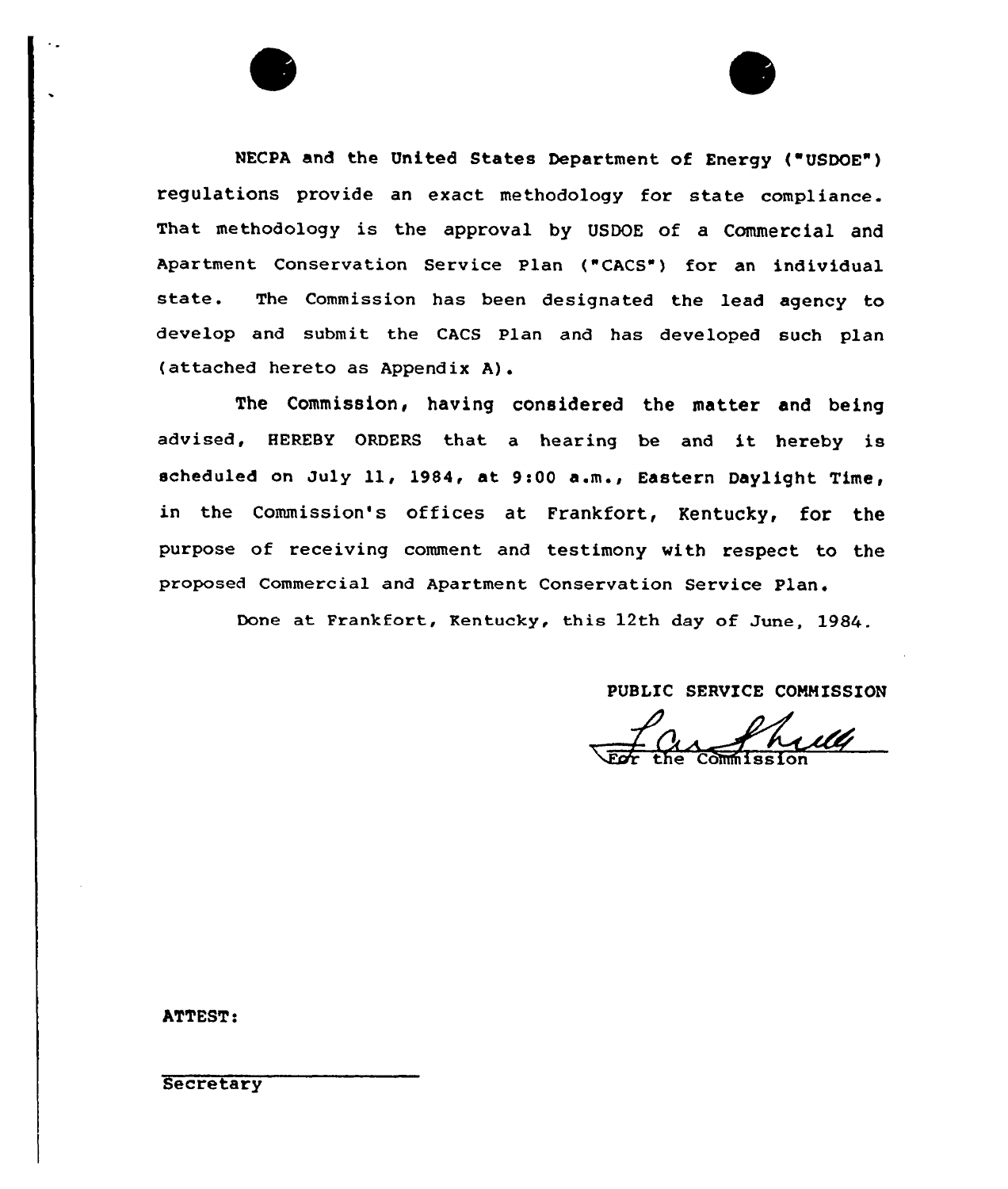NECPA and the United States Department of Energy ("USDOE") regulations provide an exact methodology for state compliance. That methodology is the approval by USDOE of a Commercial and Apartment Conservation Service Plan ("CACS") for an individual state. The Commission has been designated the lead agency to develop and submit the CACS Plan and has developed such plan (attached hereto as Appendix A).

The Commission, having considered the matter and being advised, HEREBY ORDERS that a hearing be and it hereby is scheduled on July 11, 1984, at 9:00 a.m., Eastern Daylight Time, in the Commission's offices at Frankfort, Kentucky, for the purpose of receiving comment and testimony with respect to the proposed Commercial and Apartment Conservation Service Plan.

Done at Frankfort, Kentucky, this 12th day of June, 1984.

PUBLIC SERVICE COMMISSION

For the Commission

ATTEST:

Secretary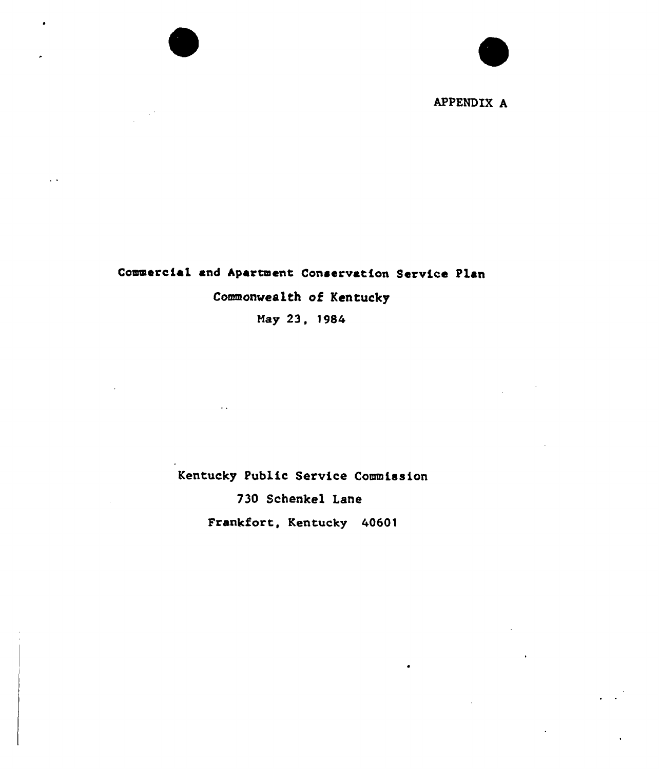APPENDIX A

# Commercial and Apartment Conservation Service Plan

Commonwealth of Kentucky

May 23, 1984

Kentucky Public Service Commission

730 Schenkel Lane

Frankfort, Kentucky 40601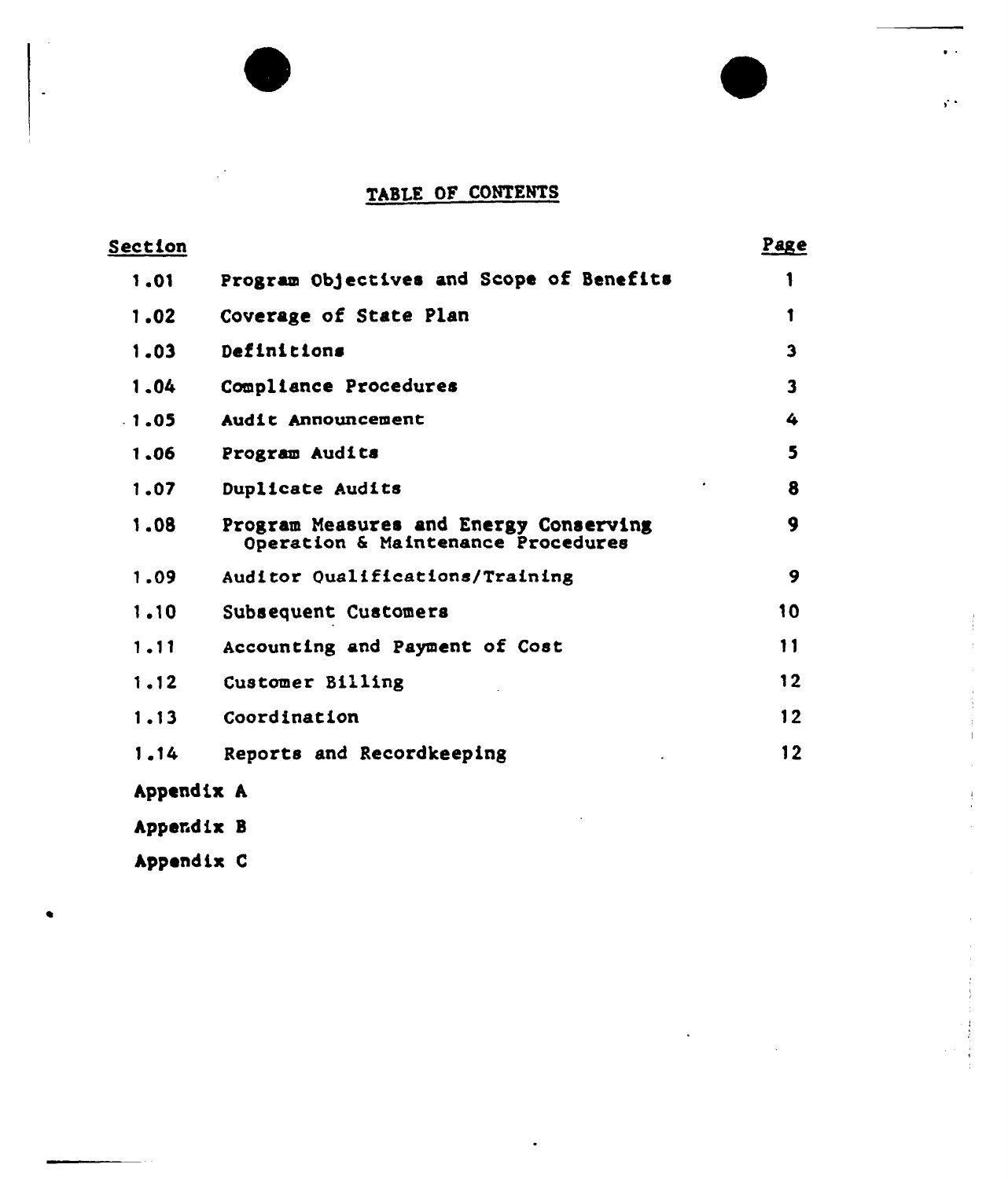# TABLE OF CONTENTS

| Section | | Page |
|---|---|---|
| 1.01 | Program Objectives and Scope of Benefits | 1 |
| 1.02 | Coverage of State Plan | 1 |
| 1.03 | Definitions | 3 |
| 1.04 | Compliance Procedures | 3 |
| 1.05 | Audit Announcement | 4 |
| 1.06 | Program Audits | 5 |
| 1.07 | Duplicate Audits | 8 |
| 1.08 | Program Measures and Energy Conserving Operation & Maintenance Procedures | 9 |
| 1.09 | Auditor Qualifications/Training | 9 |
| 1.10 | Subsequent Customers | 10 |
| 1.11 | Accounting and Payment of Cost | 11 |
| 1.12 | Customer Billing | 12 |
| 1.13 | Coordination | 12 |
| 1.14 | Reports and Recordkeeping | 12 |
| Appendix A | | |
| Appendix B | | |
| Appendix C | | |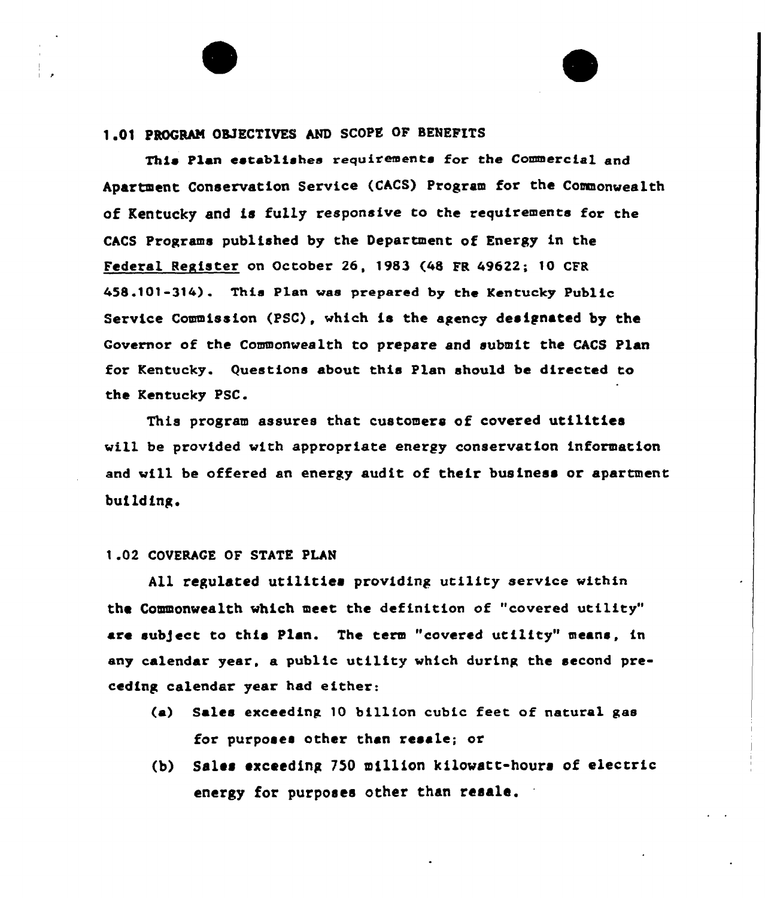## 1.01 PROGRAM OBJECTIVES AND SCOPE OF BENEFITS

This Plan establishes requirements for the Commercial and Apartment Conservation Service (CACS) Program for the Commonwealth of Kentucky and is fully responsive to the requirements for the CACS Programs published by the Department of Energy in the <u>Federal Register</u> on October 26, 1983 (48 FR 49622; 10 CFR 458.101-314). This Plan was prepared by the Kentucky Public Service Commission (PSC), which is the agency designated by the Governor of the Commonwealth to prepare and submit the CACS Plan for Kentucky. Questions about this Plan should be directed to the Kentucky PSC.

This program assures that customers of covered utilities will be provided with appropriate energy conservation information and will be offered an energy audit of their business or apartment building.

## 1.02 COVERAGE OF STATE PLAN

All regulated utilities providing utility service within the Commonwealth which meet the definition of "covered utility" are subject to this Plan. The term "covered utility" means, in any calendar year, a public utility which during the second preceding calendar year had either:

(a) Sales exceeding 10 billion cubic feet of natural gas for purposes other than resale; or

(b) Sales exceeding 750 million kilowatt-hours of electric energy for purposes other than resale.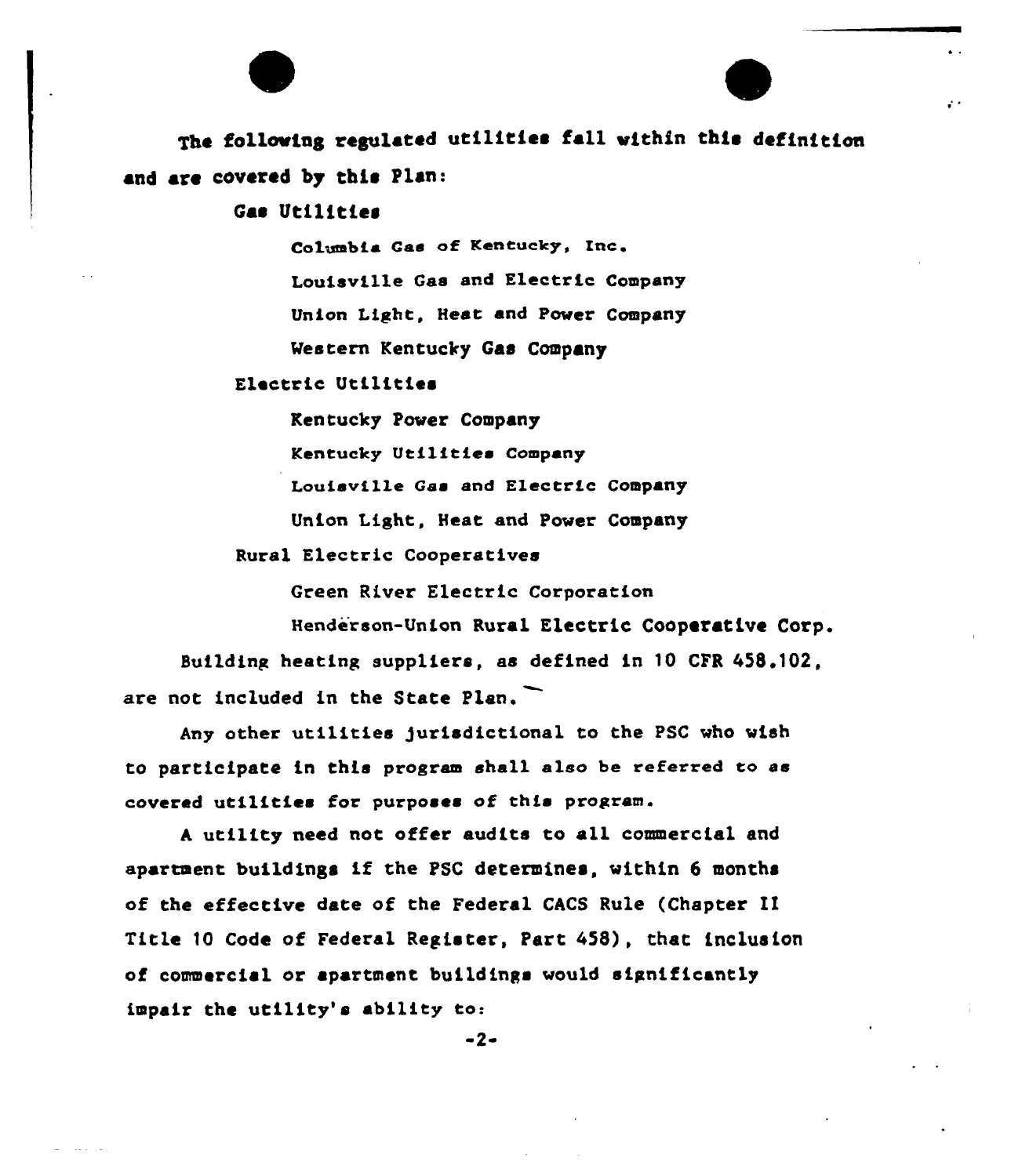The following regulated utilities fall within this definition and are covered by this Plan:

Gas Utilities

- Columbia Gas of Kentucky, Inc.
- Louisville Gas and Electric Company
- Union Light, Heat and Power Company
- Western Kentucky Gas Company

Electric Utilities

- Kentucky Power Company
- Kentucky Utilities Company
- Louisville Gas and Electric Company
- Union Light, Heat and Power Company

Rural Electric Cooperatives

- Green River Electric Corporation
- Henderson-Union Rural Electric Cooperative Corp.

Building heating suppliers, as defined in 10 CFR 458.102, are not included in the State Plan.

Any other utilities jurisdictional to the PSC who wish to participate in this program shall also be referred to as covered utilities for purposes of this program.

A utility need not offer audits to all commercial and apartment buildings if the PSC determines, within 6 months of the effective date of the Federal CACS Rule (Chapter II Title 10 Code of Federal Register, Part 458), that inclusion of commercial or apartment buildings would significantly impair the utility's ability to: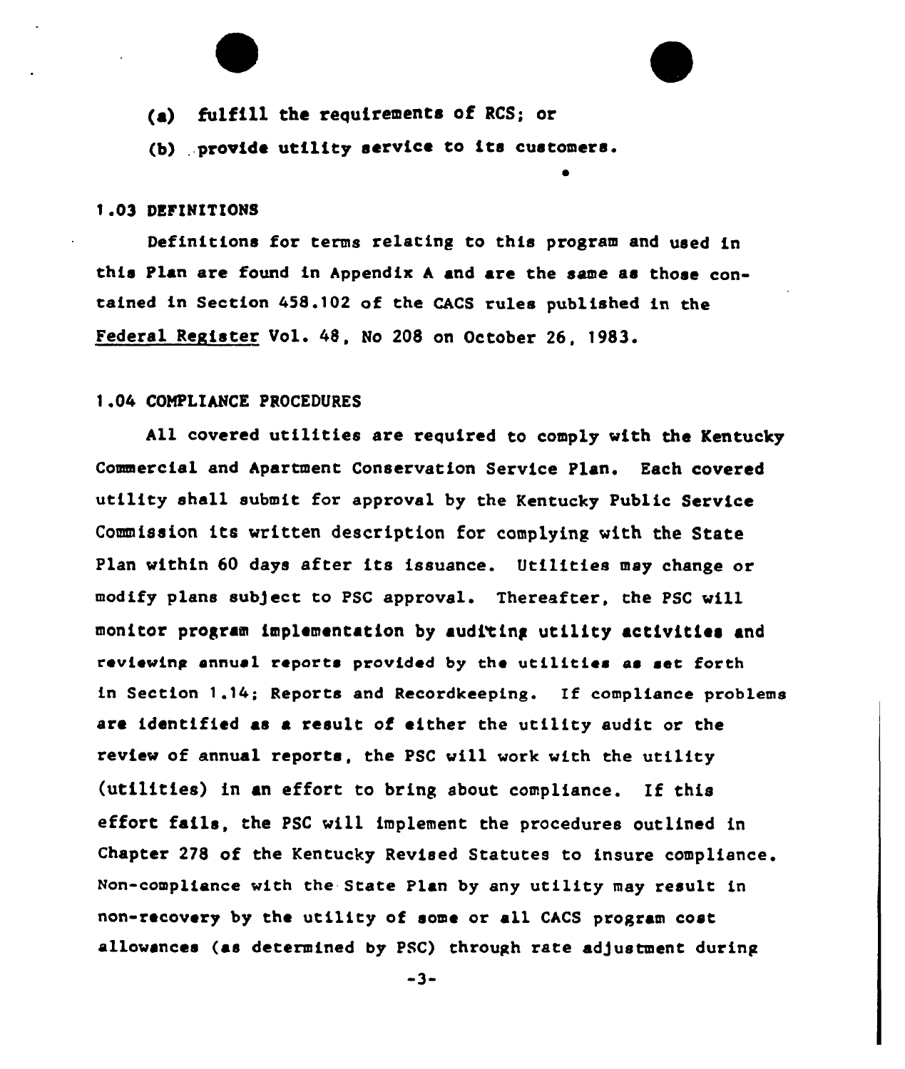(a) fulfill the requirements of RCS; or

(b) provide utility service to its customers.

### 1.03 DEFINITIONS

Definitions for terms relating to this program and used in this Plan are found in Appendix A and are the same as those contained in Section 458.102 of the CACS rules published in the Federal Register Vol. 48, No 208 on October 26, 1983.

### 1.04 COMPLIANCE PROCEDURES

All covered utilities are required to comply with the Kentucky Commercial and Apartment Conservation Service Plan. Each covered utility shall submit for approval by the Kentucky Public Service Commission its written description for complying with the State Plan within 60 days after its issuance. Utilities may change or modify plans subject to PSC approval. Thereafter, the PSC will monitor program implementation by auditing utility activities and reviewing annual reports provided by the utilities as set forth in Section 1.14; Reports and Recordkeeping. If compliance problems are identified as a result of either the utility audit or the review of annual reports, the PSC will work with the utility (utilities) in an effort to bring about compliance. If this effort fails, the PSC will implement the procedures outlined in Chapter 278 of the Kentucky Revised Statutes to insure compliance. Non-compliance with the State Plan by any utility may result in non-recovery by the utility of some or all CACS program cost allowances (as determined by PSC) through rate adjustment during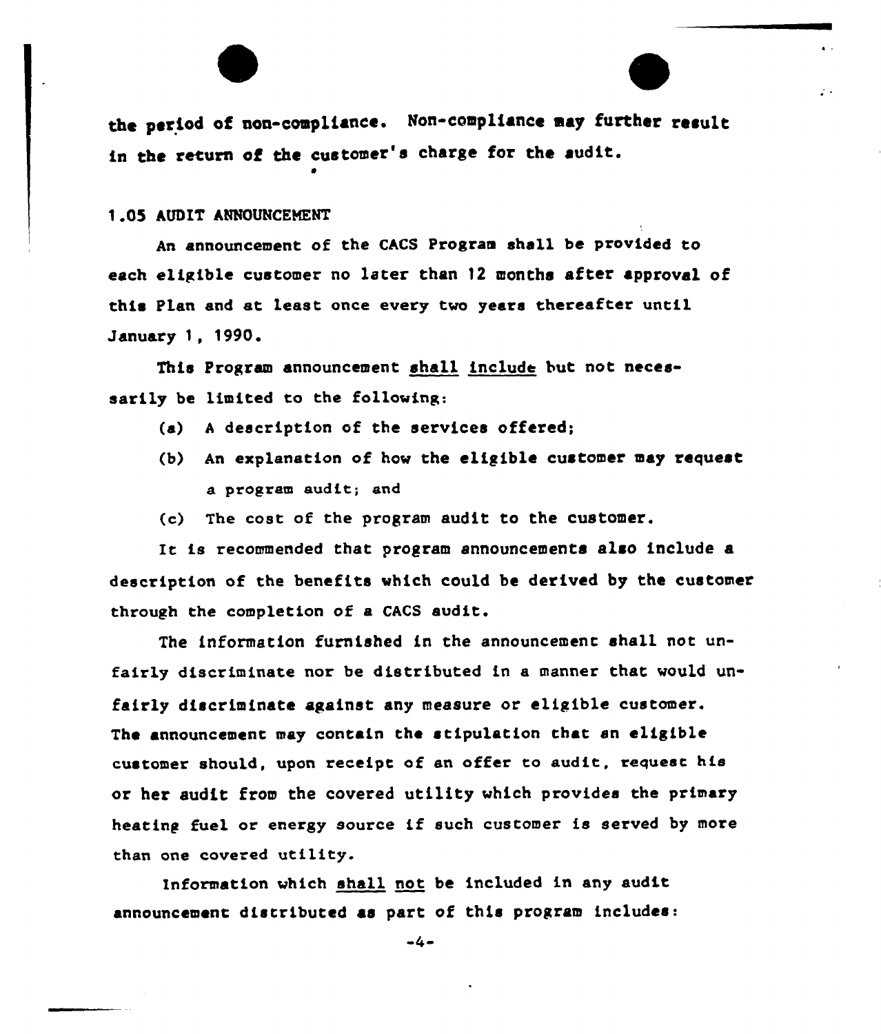the period of non-compliance. Non-compliance may further result in the return of the customer's charge for the audit.

1.05 AUDIT ANNOUNCEMENT

An announcement of the CACS Program shall be provided to each eligible customer no later than 12 months after approval of this Plan and at least once every two years thereafter until January 1, 1990.

This Program announcement shall include but not necessarily be limited to the following:

(a) A description of the services offered;

(b) An explanation of how the eligible customer may request a program audit; and

(c) The cost of the program audit to the customer.

It is recommended that program announcements also include a description of the benefits which could be derived by the customer through the completion of a CACS audit.

The information furnished in the announcement shall not unfairly discriminate nor be distributed in a manner that would unfairly discriminate against any measure or eligible customer. The announcement may contain the stipulation that an eligible customer should, upon receipt of an offer to audit, request his or her audit from the covered utility which provides the primary heating fuel or energy source if such customer is served by more than one covered utility.

Information which shall not be included in any audit announcement distributed as part of this program includes: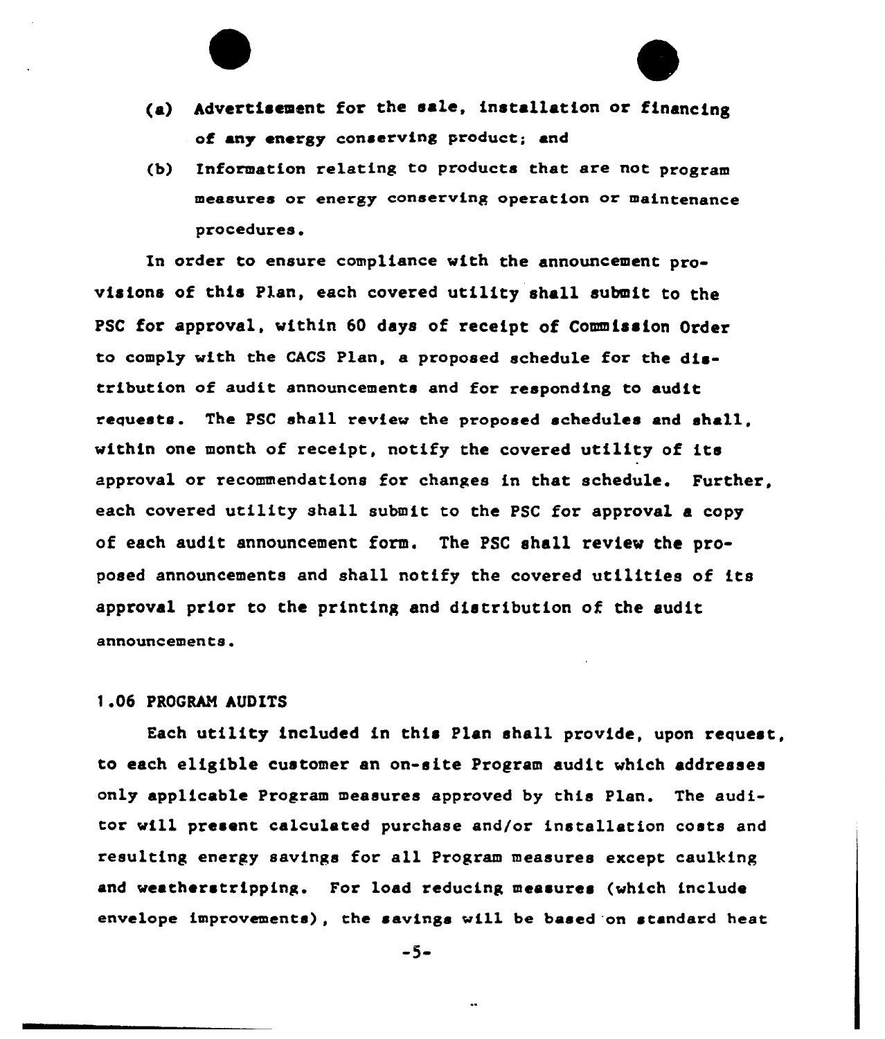(a) Advertisement for the sale, installation or financing of any energy conserving product; and

(b) Information relating to products that are not program measures or energy conserving operation or maintenance procedures.

In order to ensure compliance with the announcement provisions of this Plan, each covered utility shall submit to the PSC for approval, within 60 days of receipt of Commission Order to comply with the CACS Plan, a proposed schedule for the distribution of audit announcements and for responding to audit requests. The PSC shall review the proposed schedules and shall, within one month of receipt, notify the covered utility of its approval or recommendations for changes in that schedule. Further, each covered utility shall submit to the PSC for approval a copy of each audit announcement form. The PSC shall review the proposed announcements and shall notify the covered utilities of its approval prior to the printing and distribution of the audit announcements.

## 1.06 PROGRAM AUDITS

Each utility included in this Plan shall provide, upon request, to each eligible customer an on-site Program audit which addresses only applicable Program measures approved by this Plan. The auditor will present calculated purchase and/or installation costs and resulting energy savings for all Program measures except caulking and weatherstripping. For load reducing measures (which include envelope improvements), the savings will be based on standard heat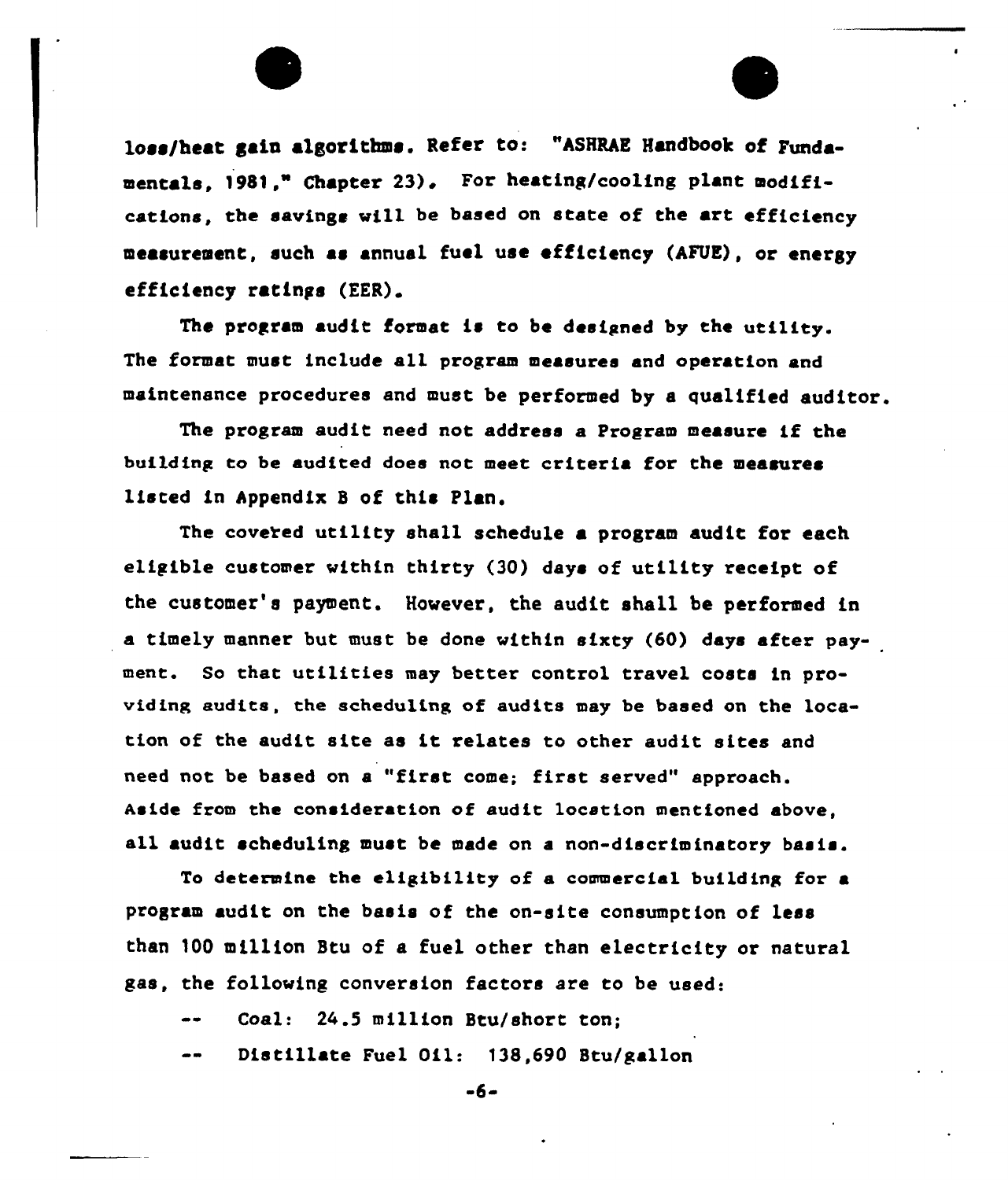loss/heat gain algorithms. Refer to: "ASHRAE Handbook of Fundamentals, 1981," Chapter 23). For heating/cooling plant modifications, the savings will be based on state of the art efficiency measurement, such as annual fuel use efficiency (AFUE), or energy efficiency ratings (EER).

The program audit format is to be designed by the utility. The format must include all program measures and operation and maintenance procedures and must be performed by a qualified auditor.

The program audit need not address a Program measure if the building to be audited does not meet criteria for the measures listed in Appendix B of this Plan.

The covered utility shall schedule a program audit for each eligible customer within thirty (30) days of utility receipt of the customer's payment. However, the audit shall be performed in a timely manner but must be done within sixty (60) days after payment. So that utilities may better control travel costs in providing audits, the scheduling of audits may be based on the location of the audit site as it relates to other audit sites and need not be based on a "first come; first served" approach. Aside from the consideration of audit location mentioned above, all audit scheduling must be made on a non-discriminatory basis.

To determine the eligibility of a commercial building for a program audit on the basis of the on-site consumption of less than 100 million Btu of a fuel other than electricity or natural gas, the following conversion factors are to be used:

-- Coal: 24.5 million Btu/short ton;

-- Distillate Fuel Oil: 138,690 Btu/gallon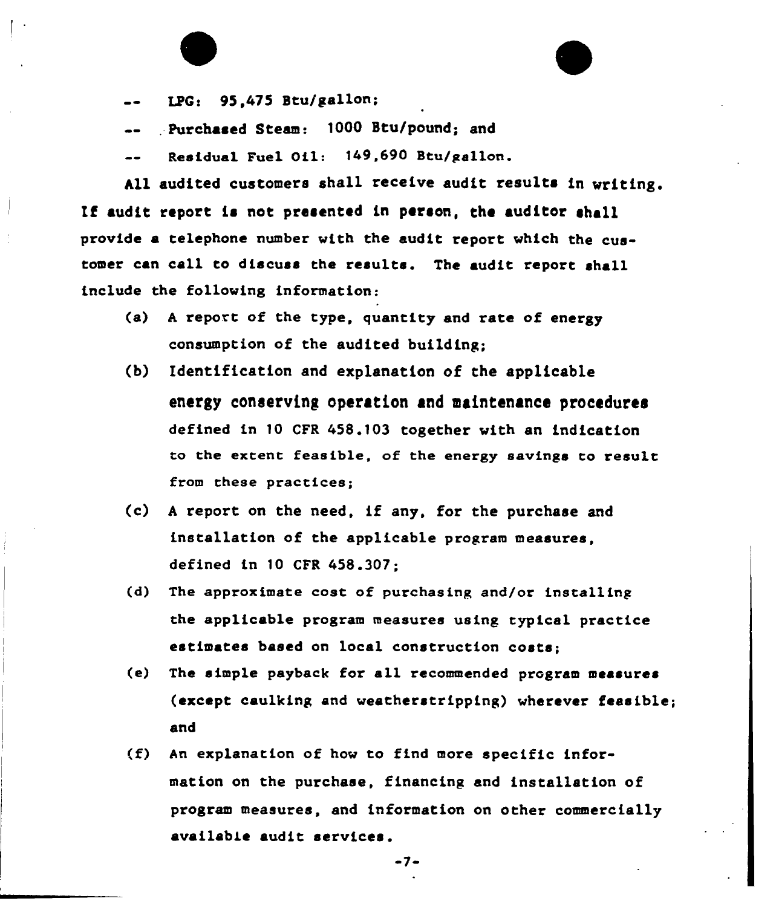-- LPG: 95,475 Btu/gallon;

-- Purchased Steam: 1000 Btu/pound; and

-- Residual Fuel Oil: 149,690 Btu/gallon.

All audited customers shall receive audit results in writing. If audit report is not presented in person, the auditor shall provide a telephone number with the audit report which the customer can call to discuss the results. The audit report shall include the following information:

(a) A report of the type, quantity and rate of energy consumption of the audited building;

(b) Identification and explanation of the applicable energy conserving operation and maintenance procedures defined in 10 CFR 458.103 together with an indication to the extent feasible, of the energy savings to result from these practices;

(c) A report on the need, if any, for the purchase and installation of the applicable program measures, defined in 10 CFR 458.307;

(d) The approximate cost of purchasing and/or installing the applicable program measures using typical practice estimates based on local construction costs;

(e) The simple payback for all recommended program measures (except caulking and weatherstripping) wherever feasible; and

(f) An explanation of how to find more specific information on the purchase, financing and installation of program measures, and information on other commercially available audit services.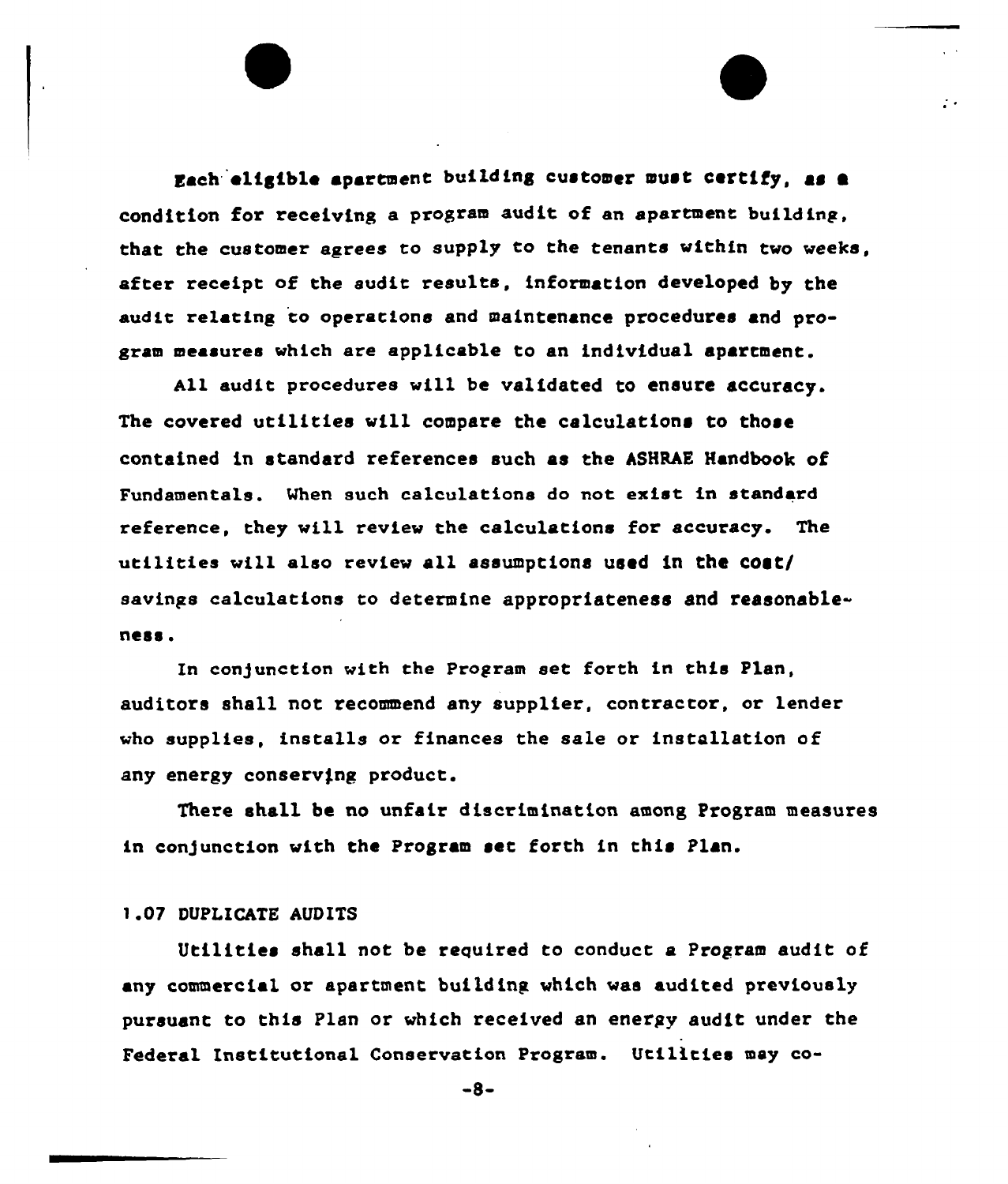Each eligible apartment building customer must certify, as a condition for receiving a program audit of an apartment building, that the customer agrees to supply to the tenants within two weeks, after receipt of the audit results, information developed by the audit relating to operations and maintenance procedures and program measures which are applicable to an individual apartment.

All audit procedures will be validated to ensure accuracy. The covered utilities will compare the calculations to those contained in standard references such as the ASHRAE Handbook of Fundamentals. When such calculations do not exist in standard reference, they will review the calculations for accuracy. The utilities will also review all assumptions used in the cost/savings calculations to determine appropriateness and reasonableness.

In conjunction with the Program set forth in this Plan, auditors shall not recommend any supplier, contractor, or lender who supplies, installs or finances the sale or installation of any energy conserving product.

There shall be no unfair discrimination among Program measures in conjunction with the Program set forth in this Plan.

## 1.07 DUPLICATE AUDITS

Utilities shall not be required to conduct a Program audit of any commercial or apartment building which was audited previously pursuant to this Plan or which received an energy audit under the Federal Institutional Conservation Program. Utilities may co-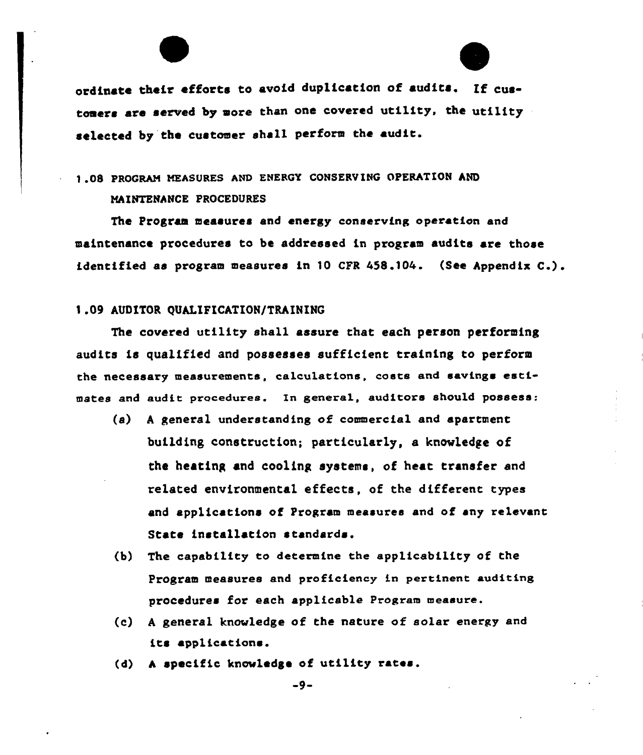ordinate their efforts to avoid duplication of audits. If customers are served by more than one covered utility, the utility selected by the customer shall perform the audit.

## 1.08 PROGRAM MEASURES AND ENERGY CONSERVING OPERATION AND MAINTENANCE PROCEDURES

The Program measures and energy conserving operation and maintenance procedures to be addressed in program audits are those identified as program measures in 10 CFR 458.104. (See Appendix C.).

## 1.09 AUDITOR QUALIFICATION/TRAINING

The covered utility shall assure that each person performing audits is qualified and possesses sufficient training to perform the necessary measurements, calculations, costs and savings estimates and audit procedures. In general, auditors should possess:

(a) A general understanding of commercial and apartment building construction; particularly, a knowledge of the heating and cooling systems, of heat transfer and related environmental effects, of the different types and applications of Program measures and of any relevant State installation standards.

(b) The capability to determine the applicability of the Program measures and proficiency in pertinent auditing procedures for each applicable Program measure.

(c) A general knowledge of the nature of solar energy and its applications.

(d) A specific knowledge of utility rates.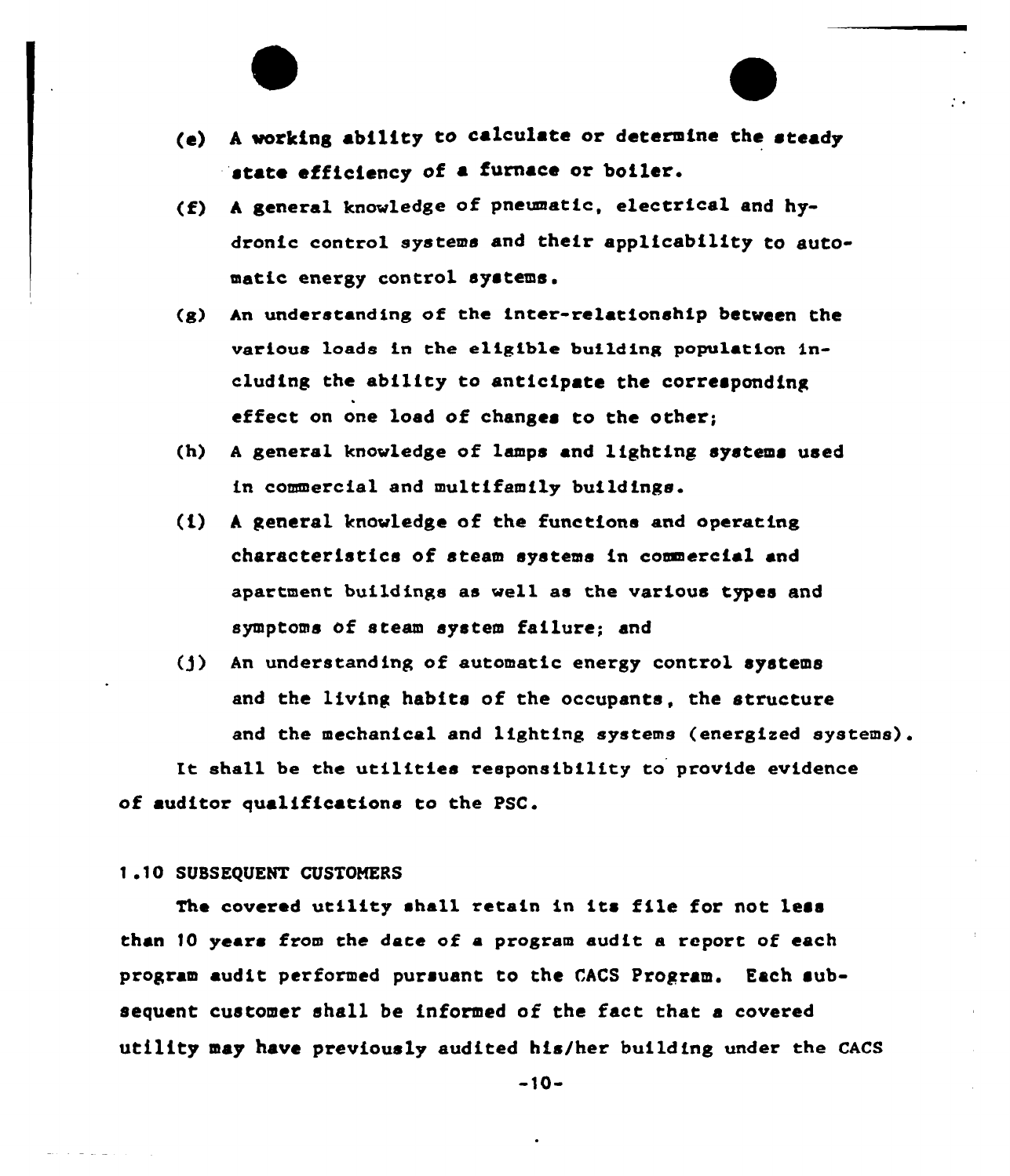(e) A working ability to calculate or determine the steady state efficiency of a furnace or boiler.

(f) A general knowledge of pneumatic, electrical and hydronic control systems and their applicability to automatic energy control systems.

(g) An understanding of the inter-relationship between the various loads in the eligible building population including the ability to anticipate the corresponding effect on one load of changes to the other;

(h) A general knowledge of lamps and lighting systems used in commercial and multifamily buildings.

(i) A general knowledge of the functions and operating characteristics of steam systems in commercial and apartment buildings as well as the various types and symptoms of steam system failure; and

(j) An understanding of automatic energy control systems and the living habits of the occupants, the structure and the mechanical and lighting systems (energized systems).

It shall be the utilities responsibility to provide evidence of auditor qualifications to the PSC.

1.10 SUBSEQUENT CUSTOMERS

The covered utility shall retain in its file for not less than 10 years from the date of a program audit a report of each program audit performed pursuant to the CACS Program. Each subsequent customer shall be informed of the fact that a covered utility may have previously audited his/her building under the CACS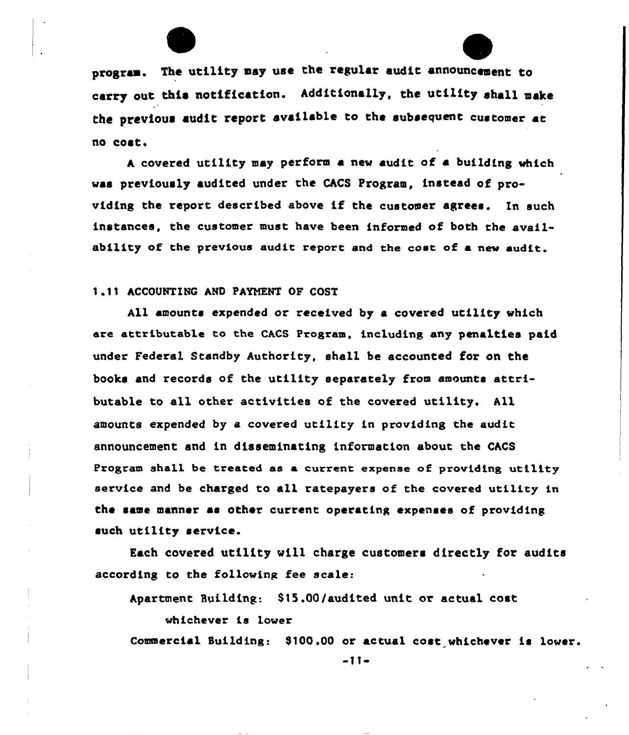program. The utility may use the regular audit announcement to carry out this notification. Additionally, the utility shall make the previous audit report available to the subsequent customer at no cost.

A covered utility may perform a new audit of a building which was previously audited under the CACS Program, instead of providing the report described above if the customer agrees. In such instances, the customer must have been informed of both the availability of the previous audit report and the cost of a new audit.

1.11 ACCOUNTING AND PAYMENT OF COST

All amounts expended or received by a covered utility which are attributable to the CACS Program, including any penalties paid under Federal Standby Authority, shall be accounted for on the books and records of the utility separately from amounts attributable to all other activities of the covered utility. All amounts expended by a covered utility in providing the audit announcement and in disseminating information about the CACS Program shall be treated as a current expense of providing utility service and be charged to all ratepayers of the covered utility in the same manner as other current operating expenses of providing such utility service.

Each covered utility will charge customers directly for audits according to the following fee scale:

Apartment Building: $15.00/audited unit or actual cost whichever is lower

Commercial Building: $100.00 or actual cost whichever is lower.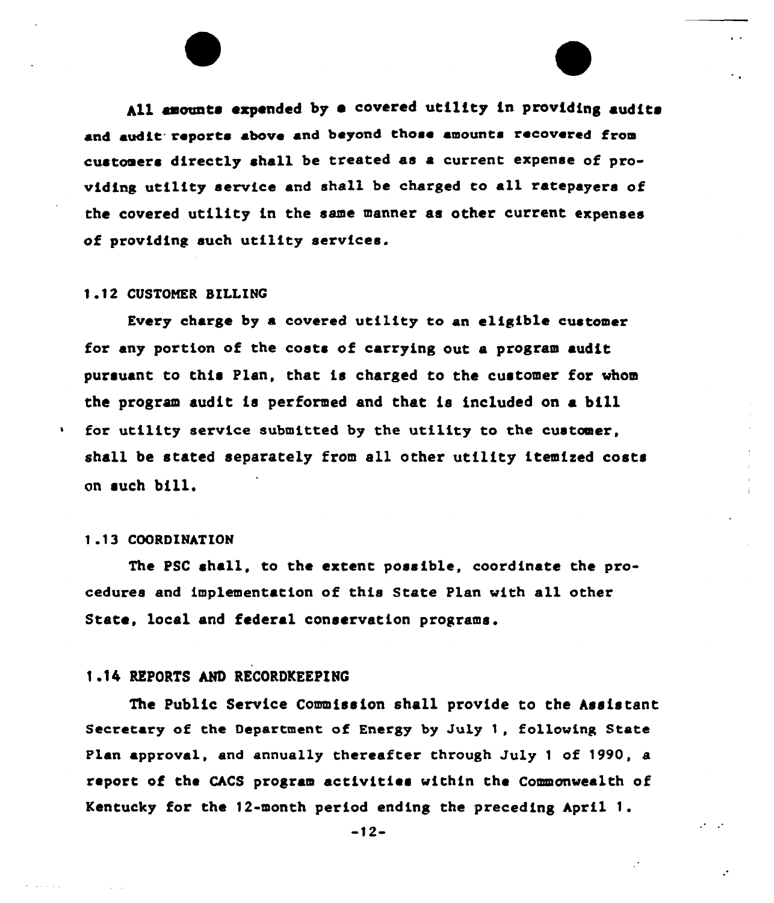All amounts expended by a covered utility in providing audits and audit reports above and beyond those amounts recovered from customers directly shall be treated as a current expense of providing utility service and shall be charged to all ratepayers of the covered utility in the same manner as other current expenses of providing such utility services.

### 1.12 CUSTOMER BILLING

Every charge by a covered utility to an eligible customer for any portion of the costs of carrying out a program audit pursuant to this Plan, that is charged to the customer for whom the program audit is performed and that is included on a bill for utility service submitted by the utility to the customer, shall be stated separately from all other utility itemized costs on such bill.

### 1.13 COORDINATION

The PSC shall, to the extent possible, coordinate the procedures and implementation of this State Plan with all other State, local and federal conservation programs.

### 1.14 REPORTS AND RECORDKEEPING

The Public Service Commission shall provide to the Assistant Secretary of the Department of Energy by July 1, following State Plan approval, and annually thereafter through July 1 of 1990, a report of the CACS program activities within the Commonwealth of Kentucky for the 12-month period ending the preceding April 1.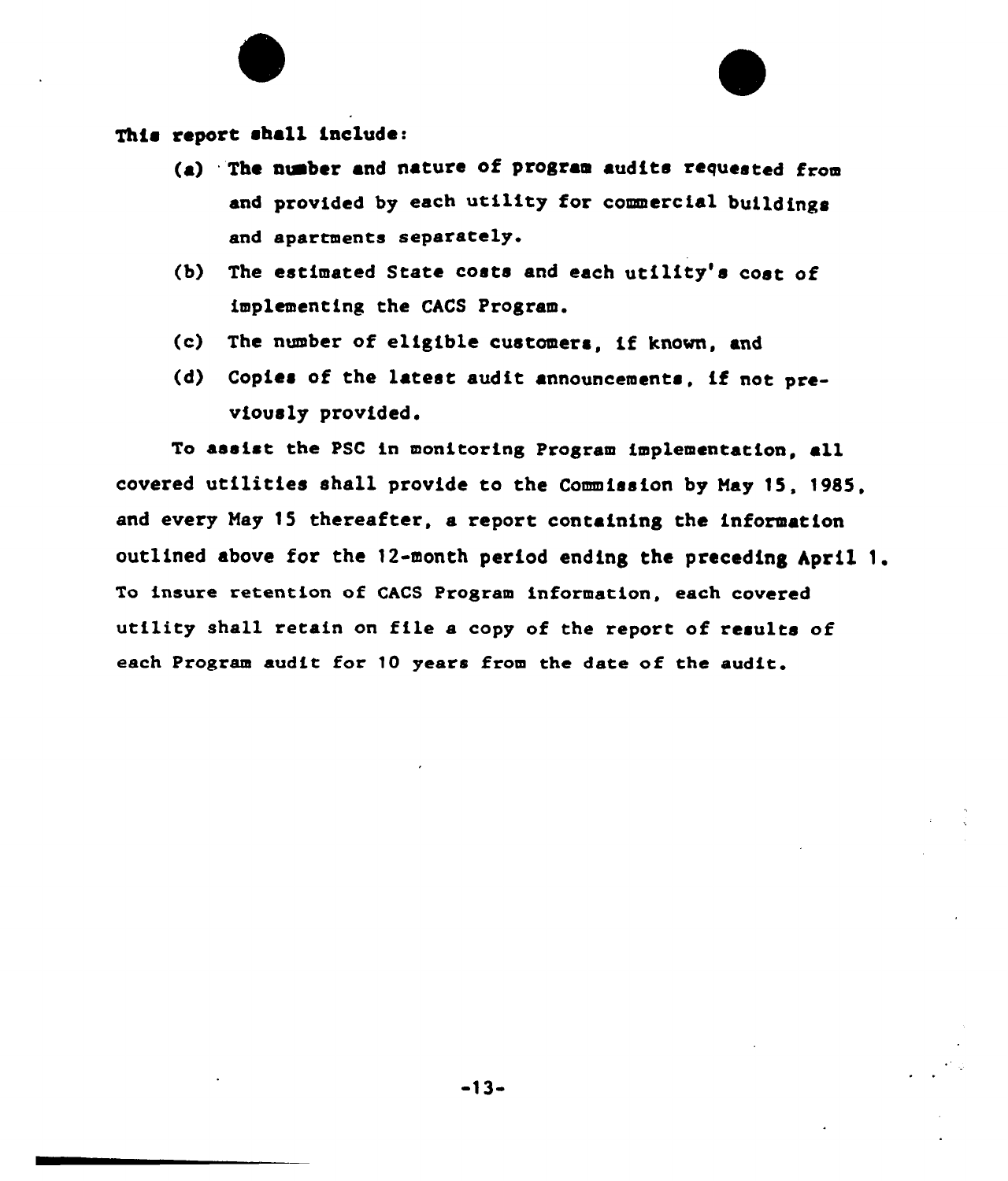This report shall include:

(a) The number and nature of program audits requested from and provided by each utility for commercial buildings and apartments separately.

(b) The estimated State costs and each utility's cost of implementing the CACS Program.

(c) The number of eligible customers, if known, and

(d) Copies of the latest audit announcements, if not previously provided.

To assist the PSC in monitoring Program implementation, all covered utilities shall provide to the Commission by May 15, 1985, and every May 15 thereafter, a report containing the information outlined above for the 12-month period ending the preceding April 1. To insure retention of CACS Program information, each covered utility shall retain on file a copy of the report of results of each Program audit for 10 years from the date of the audit.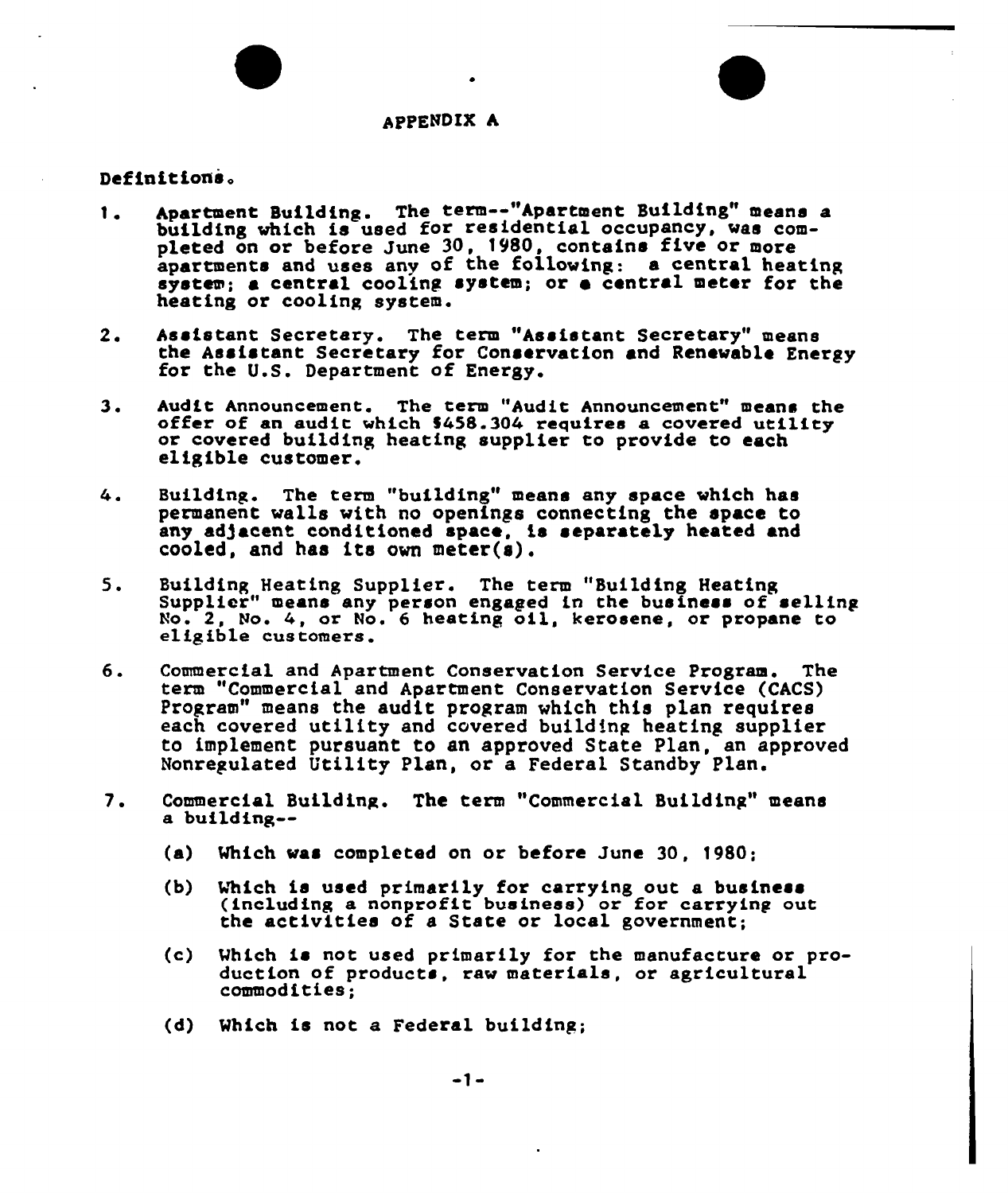## APPENDIX A

Definitions.

1. Apartment Building. The term--"Apartment Building" means a building which is used for residential occupancy, was completed on or before June 30, 1980, contains five or more apartments and uses any of the following: a central heating system; a central cooling system; or a central meter for the heating or cooling system.

2. Assistant Secretary. The term "Assistant Secretary" means the Assistant Secretary for Conservation and Renewable Energy for the U.S. Department of Energy.

3. Audit Announcement. The term "Audit Announcement" means the offer of an audit which §458.304 requires a covered utility or covered building heating supplier to provide to each eligible customer.

4. Building. The term "building" means any space which has permanent walls with no openings connecting the space to any adjacent conditioned space, is separately heated and cooled, and has its own meter(s).

5. Building Heating Supplier. The term "Building Heating Supplier" means any person engaged in the business of selling No. 2, No. 4, or No. 6 heating oil, kerosene, or propane to eligible customers.

6. Commercial and Apartment Conservation Service Program. The term "Commercial and Apartment Conservation Service (CACS) Program" means the audit program which this plan requires each covered utility and covered building heating supplier to implement pursuant to an approved State Plan, an approved Nonregulated Utility Plan, or a Federal Standby Plan.

7. Commercial Building. The term "Commercial Building" means a building--

   (a) Which was completed on or before June 30, 1980;

   (b) Which is used primarily for carrying out a business (including a nonprofit business) or for carrying out the activities of a State or local government;

   (c) Which is not used primarily for the manufacture or production of products, raw materials, or agricultural commodities;

   (d) Which is not a Federal building;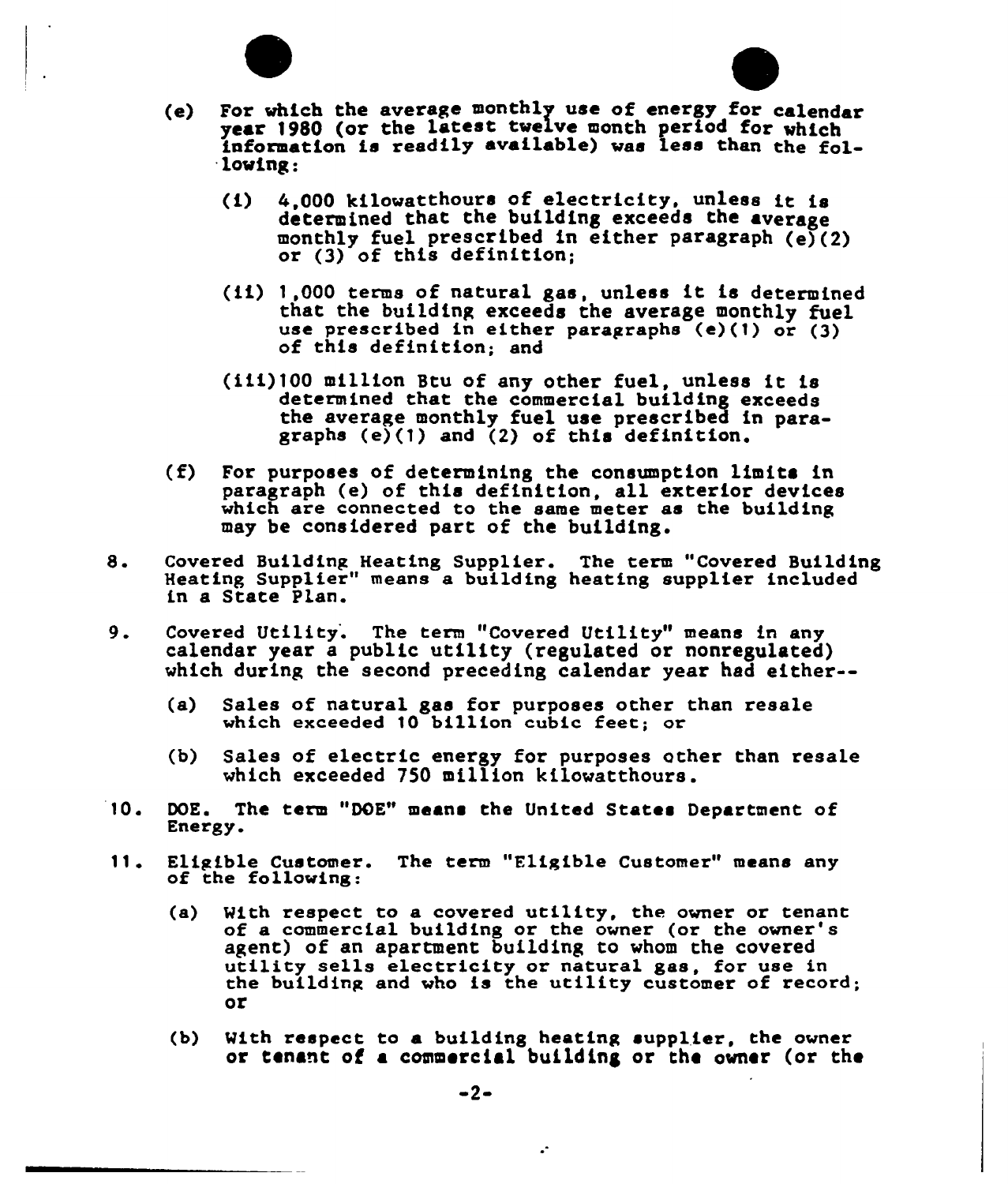(e) For which the average monthly use of energy for calendar year 1980 (or the latest twelve month period for which information is readily available) was less the the following:

   (i) 4,000 kilowatthours of electricity, unless it is determined that the building exceeds the average monthly fuel prescribed in either paragraph (e)(2) or (3) of this definition;

   (ii) 1,000 terms of natural gas, unless it is determined that the building exceeds the average monthly fuel use prescribed in either paragraphs (e)(1) or (3) of this definition; and

   (iii) 100 million Btu of any other fuel, unless it is determined that the commercial building exceeds the average monthly fuel use prescribed in paragraphs (e)(1) and (2) of this definition.

(f) For purposes of determining the consumption limits in paragraph (e) of this definition, all exterior devices which are connected to the same meter as the building may be considered part of the building.

8. Covered Building Heating Supplier. The term "Covered Building Heating Supplier" means a building heating supplier included in a State Plan.

9. Covered Utility. The term "Covered Utility" means in any calendar year a public utility (regulated or nonregulated) which during the second preceding calendar year had either--

   (a) Sales of natural gas for purposes other than resale which exceeded 10 billion cubic feet; or

   (b) Sales of electric energy for purposes other than resale which exceeded 750 million kilowatthours.

10. DOE. The term "DOE" means the United States Department of Energy.

11. Eligible Customer. The term "Eligible Customer" means any of the following:

   (a) With respect to a covered utility, the owner or tenant of a commercial building or the owner (or the owner's agent) of an apartment building to whom the covered utility sells electricity or natural gas, for use in the building and who is the utility customer of record; or

   (b) With respect to a building heating supplier, the owner or tenant of a commercial building or the owner (or the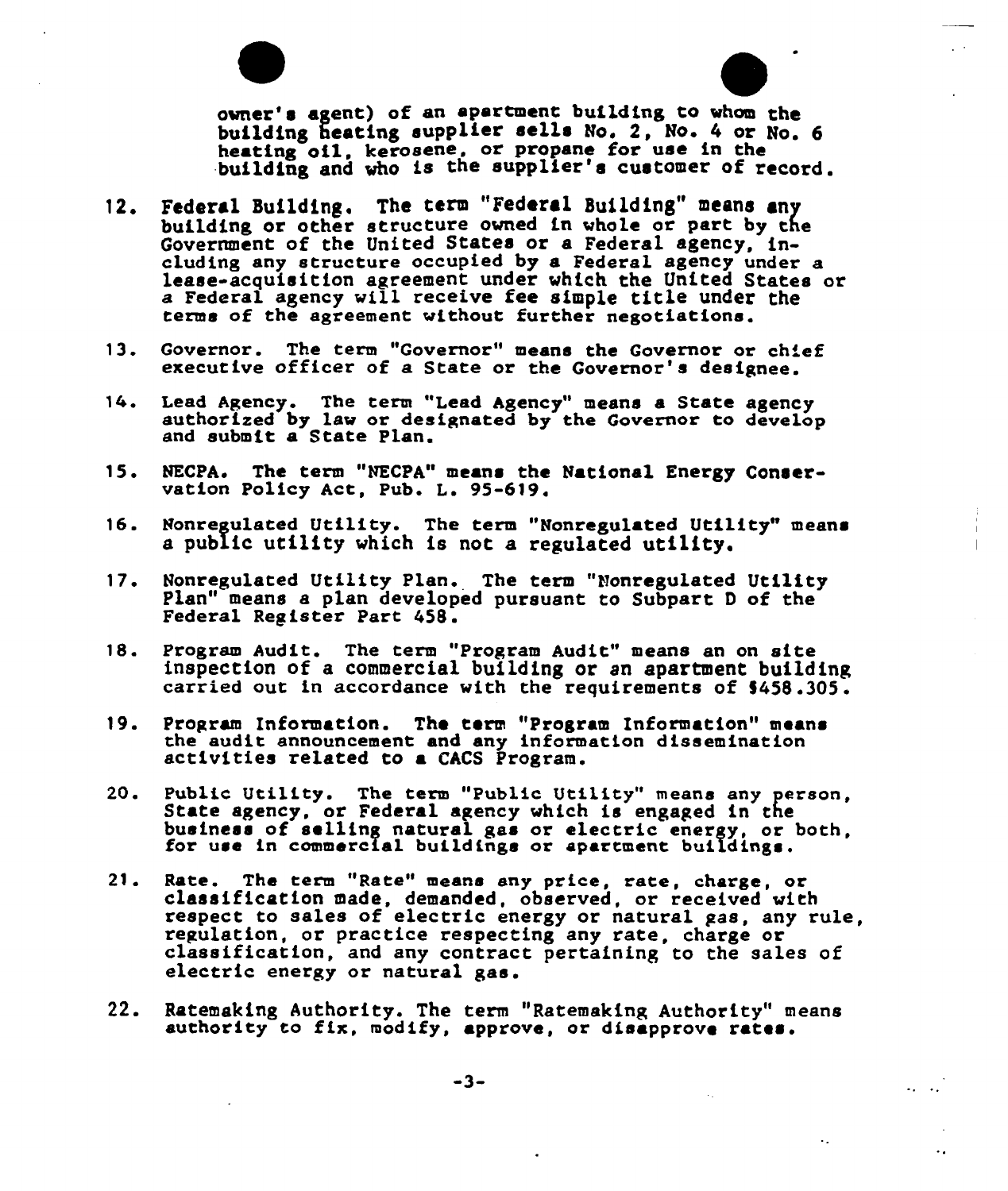owner's agent) of an apartment building to whom the building heating supplier sells No. 2, No. 4 or No. 6 heating oil, kerosene, or propane for use in the building and who is the supplier's customer of record.

12. Federal Building. The term "Federal Building" means any building or other structure owned in whole or part by the Government of the United States or a Federal agency, including any structure occupied by a Federal agency under a lease-acquisition agreement under which the United States or a Federal agency will receive fee simple title under the terms of the agreement without further negotiations.

13. Governor. The term "Governor" means the Governor or chief executive officer of a State or the Governor's designee.

14. Lead Agency. The term "Lead Agency" means a State agency authorized by law or designated by the Governor to develop and submit a State Plan.

15. NECPA. The term "NECPA" means the National Energy Conservation Policy Act, Pub. L. 95-619.

16. Nonregulated Utility. The term "Nonregulated Utility" means a public utility which is not a regulated utility.

17. Nonregulated Utility Plan. The term "Nonregulated Utility Plan" means a plan developed pursuant to Subpart D of the Federal Register Part 458.

18. Program Audit. The term "Program Audit" means an on site inspection of a commercial building or an apartment building carried out in accordance with the requirements of §458.305.

19. Program Information. The term "Program Information" means the audit announcement and any information dissemination activities related to a CACS Program.

20. Public Utility. The term "Public Utility" means any person, State agency, or Federal agency which is engaged in the business of selling natural gas or electric energy, or both, for use in commercial buildings or apartment buildings.

21. Rate. The term "Rate" means any price, rate, charge, or classification made, demanded, observed, or received with respect to sales of electric energy or natural gas, any rule, regulation, or practice respecting any rate, charge or classification, and any contract pertaining to the sales of electric energy or natural gas.

22. Ratemaking Authority. The term "Ratemaking Authority" means authority to fix, modify, approve, or disapprove rates.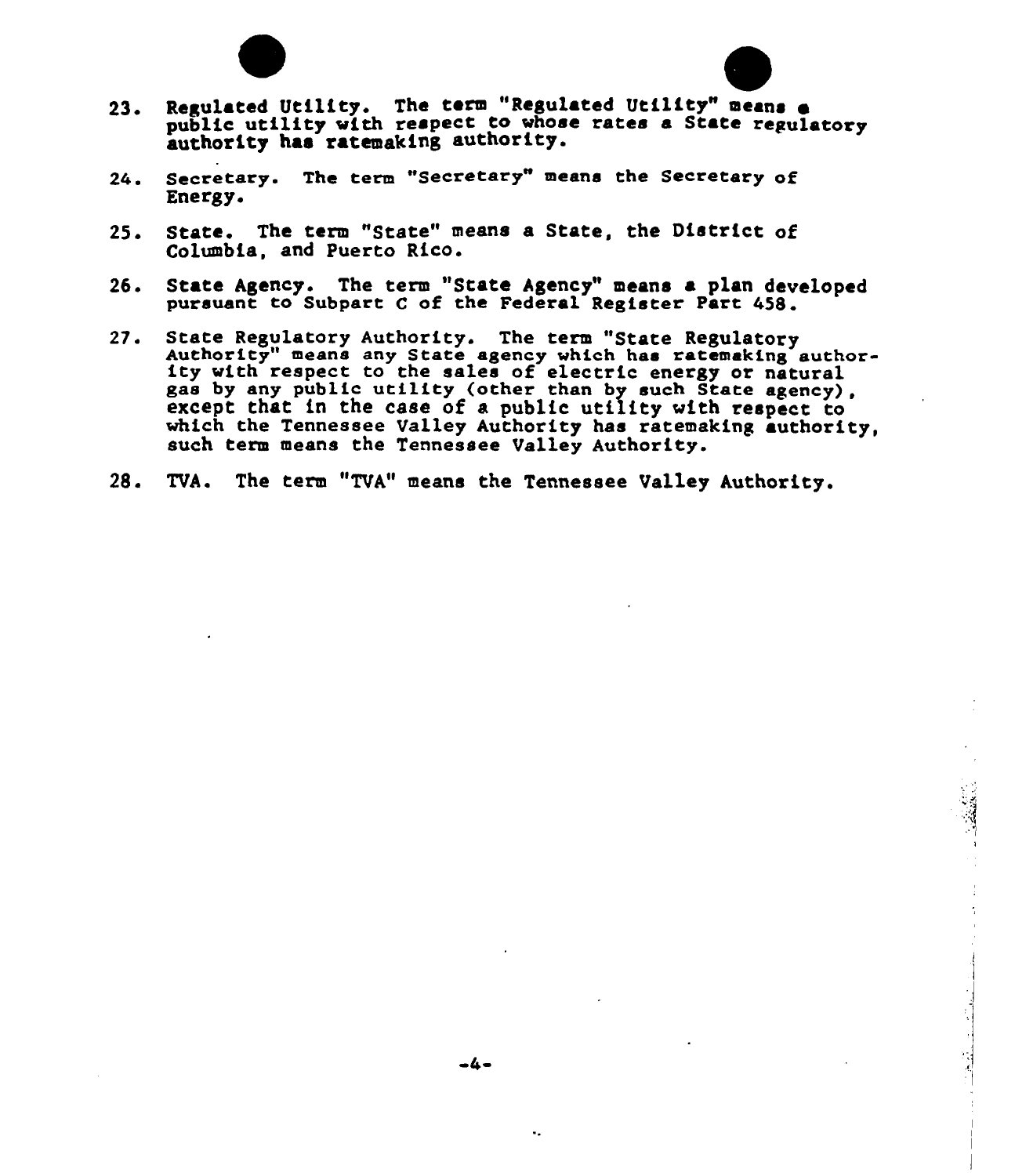23. Regulated Utility. The term "Regulated Utility" means a public utility with respect to whose rates a State regulatory authority has ratemaking authority.

24. Secretary. The term "Secretary" means the Secretary of Energy.

25. State. The term "State" means a State, the District of Columbia, and Puerto Rico.

26. State Agency. The term "State Agency" means a plan developed pursuant to Subpart C of the Federal Register Part 458.

27. State Regulatory Authority. The term "State Regulatory Authority" means any State agency which has ratemaking authority with respect to the sales of electric energy or natural gas by any public utility (other than by such State agency), except that in the case of a public utility with respect to which the Tennessee Valley Authority has ratemaking authority, such term means the Tennessee Valley Authority.

28. TVA. The term "TVA" means the Tennessee Valley Authority.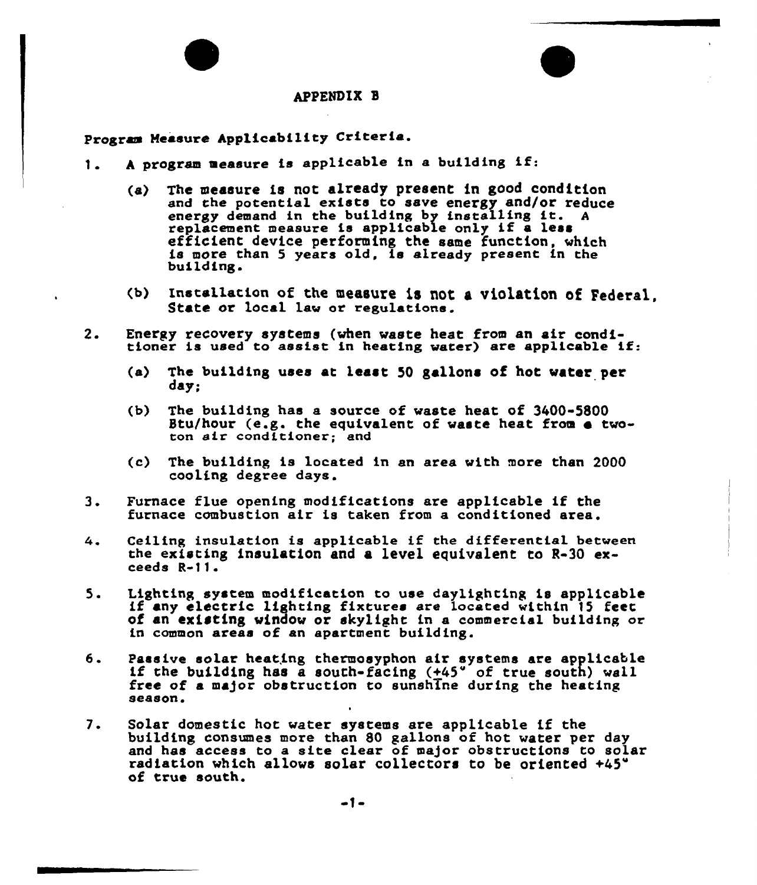# APPENDIX B

Program Measure Applicability Criteria.

1. A program measure is applicable in a building if:

   (a) The measure is not already present in good condition and the potential exists to save energy and/or reduce energy demand in the building by installing it. A replacement measure is applicable only if a less efficient device performing the same function, which is more than 5 years old, is already present in the building.

   (b) Installation of the measure is not a violation of Federal, State or local law or regulations.

2. Energy recovery systems (when waste heat from an air conditioner is used to assist in heating water) are applicable if:

   (a) The building uses at least 50 gallons of hot water per day;

   (b) The building has a source of waste heat of 3400-5800 Btu/hour (e.g. the equivalent of waste heat from a two-ton air conditioner; and

   (c) The building is located in an area with more than 2000 cooling degree days.

3. Furnace flue opening modifications are applicable if the furnace combustion air is taken from a conditioned area.

4. Ceiling insulation is applicable if the differential between the existing insulation and a level equivalent to R-30 exceeds R-11.

5. Lighting system modification to use daylighting is applicable if any electric lighting fixtures are located within 15 feet of an existing window or skylight in a commercial building or in common areas of an apartment building.

6. Passive solar heating thermosyphon air systems are applicable if the building has a south-facing (+45° of true south) wall free of a major obstruction to sunshine during the heating season.

7. Solar domestic hot water systems are applicable if the building consumes more than 80 gallons of hot water per day and has access to a site clear of major obstructions to solar radiation which allows solar collectors to be oriented +45° of true south.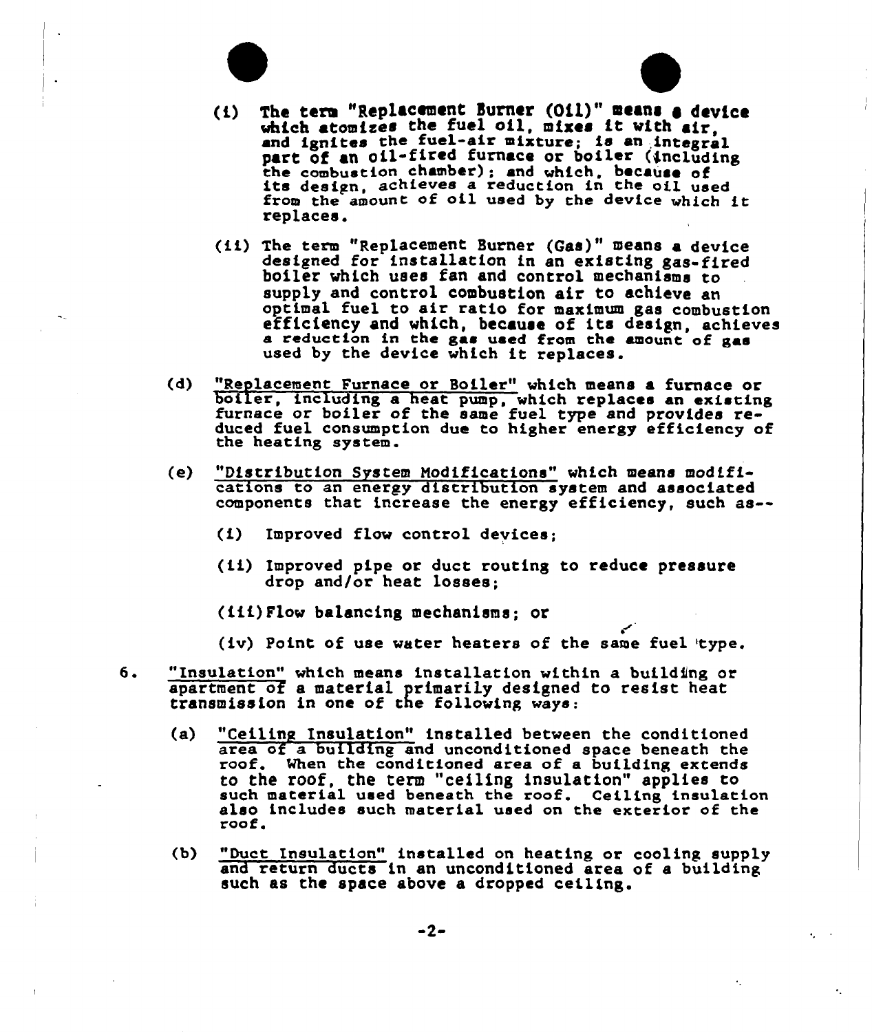(i) The term "Replacement Burner (Oil)" means a device which atomizes the fuel oil, mixes it with air, and ignites the fuel-air mixture; is an integral part of an oil-fired furnace or boiler (including the combustion chamber); and which, because of its design, achieves a reduction in the oil used from the amount of oil used by the device which it replaces.

(ii) The term "Replacement Burner (Gas)" means a device designed for installation in an existing gas-fired boiler which uses fan and control mechanisms to supply and control combustion air to achieve an optimal fuel to air ratio for maximum gas combustion efficiency and which, because of its design, achieves a reduction in the gas used from the amount of gas used by the device which it replaces.

(d) <u>"Replacement Furnace or Boiler"</u> which means a furnace or boiler, including a heat pump, which replaces an existing furnace or boiler of the same fuel type and provides reduced fuel consumption due to higher energy efficiency of the heating system.

(e) <u>"Distribution System Modifications"</u> which means modifications to an energy distribution system and associated components that increase the energy efficiency, such as--

(i) Improved flow control devices;

(ii) Improved pipe or duct routing to reduce pressure drop and/or heat losses;

(iii) Flow balancing mechanisms; or

(iv) Point of use water heaters of the same fuel type.

6. <u>"Insulation"</u> which means installation within a building or apartment of a material primarily designed to resist heat transmission in one of the following ways:

(a) <u>"Ceiling Insulation"</u> installed between the conditioned area of a building and unconditioned space beneath the roof. When the conditioned area of a building extends to the roof, the term "ceiling insulation" applies to such material used beneath the roof. Ceiling insulation also includes such material used on the exterior of the roof.

(b) <u>"Duct Insulation"</u> installed on heating or cooling supply and return ducts in an unconditioned area of a building such as the space above a dropped ceiling.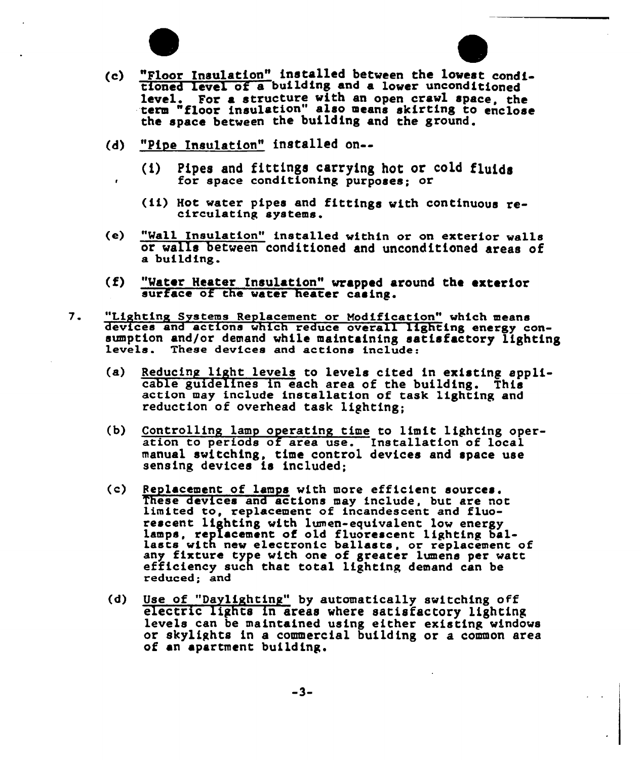(c) "Floor Insulation" installed between the lowest conditioned level of a building and a lower unconditioned level. For a structure with an open crawl space, the term "floor insulation" also means skirting to enclose the space between the building and the ground.

(d) "Pipe Insulation" installed on--

(i) Pipes and fittings carrying hot or cold fluids for space conditioning purposes; or

(ii) Hot water pipes and fittings with continuous recirculating systems.

(e) "Wall Insulation" installed within or on exterior walls or walls between conditioned and unconditioned areas of a building.

(f) "Water Heater Insulation" wrapped around the exterior surface of the water heater casing.

7. "Lighting Systems Replacement or Modification" which means devices and actions which reduce overall lighting energy consumption and/or demand while maintaining satisfactory lighting levels. These devices and actions include:

(a) Reducing light levels to levels cited in existing applicable guidelines in each area of the building. This action may include installation of task lighting and reduction of overhead task lighting;

(b) Controlling lamp operating time to limit lighting operation to periods of area use. Installation of local manual switching, time control devices and space use sensing devices is included;

(c) Replacement of lamps with more efficient sources. These devices and actions may include, but are not limited to, replacement of incandescent and fluorescent lighting with lumen-equivalent low energy lamps, replacement of old fluorescent lighting ballasts with new electronic ballasts, or replacement of any fixture type with one of greater lumens per watt efficiency such that total lighting demand can be reduced; and

(d) Use of "Daylighting" by automatically switching off electric lights in areas where satisfactory lighting levels can be maintained using either existing windows or skylights in a commercial building or a common area of an apartment building.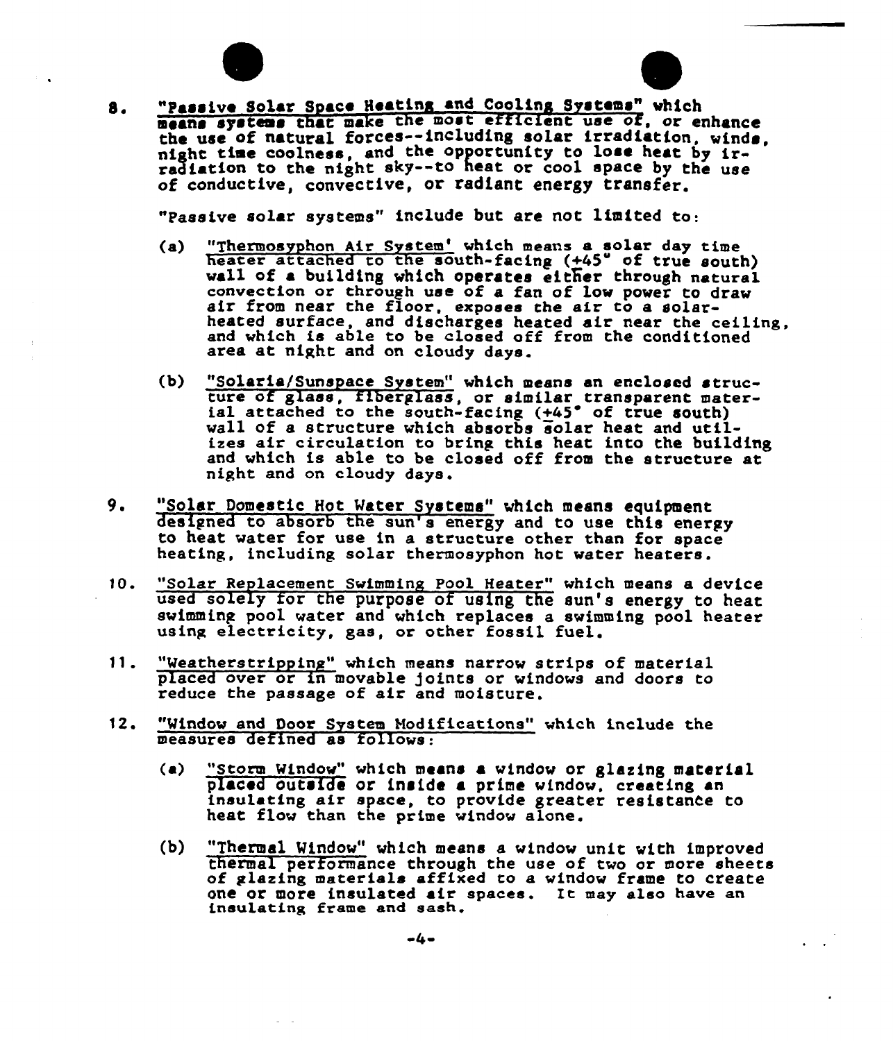8. "Passive Solar Space Heating and Cooling Systems" which means systems that make the most efficient use of, or enhance the use of natural forces--including solar irradiation, winds, night time coolness, and the opportunity to lose heat by irradiation to the night sky--to heat or cool space by the use of conductive, convective, or radiant energy transfer.

   "Passive solar systems" include but are not limited to:

   (a) "Thermosyphon Air System' which means a solar day time heater attached to the south-facing (+45° of true south) wall of a building which operates either through natural convection or through use of a fan of low power to draw air from near the floor, exposes the air to a solar-heated surface, and discharges heated air near the ceiling, and which is able to be closed off from the conditioned area at night and on cloudy days.

   (b) "Solaria/Sunspace System" which means an enclosed structure of glass, fiberglass, or similar transparent material attached to the south-facing (+45° of true south) wall of a structure which absorbs solar heat and utilizes air circulation to bring this heat into the building and which is able to be closed off from the structure at night and on cloudy days.

9. "Solar Domestic Hot Water Systems" which means equipment designed to absorb the sun's energy and to use this energy to heat water for use in a structure other than for space heating, including solar thermosyphon hot water heaters.

10. "Solar Replacement Swimming Pool Heater" which means a device used solely for the purpose of using the sun's energy to heat swimming pool water and which replaces a swimming pool heater using electricity, gas, or other fossil fuel.

11. "Weatherstripping" which means narrow strips of material placed over or in movable joints or windows and doors to reduce the passage of air and moisture.

12. "Window and Door System Modifications" which include the measures defined as follows:

   (a) "Storm Window" which means a window or glazing material placed outside or inside a prime window, creating an insulating air space, to provide greater resistance to heat flow than the prime window alone.

   (b) "Thermal Window" which means a window unit with improved thermal performance through the use of two or more sheets of glazing materials affixed to a window frame to create one or more insulated air spaces. It may also have an insulating frame and sash.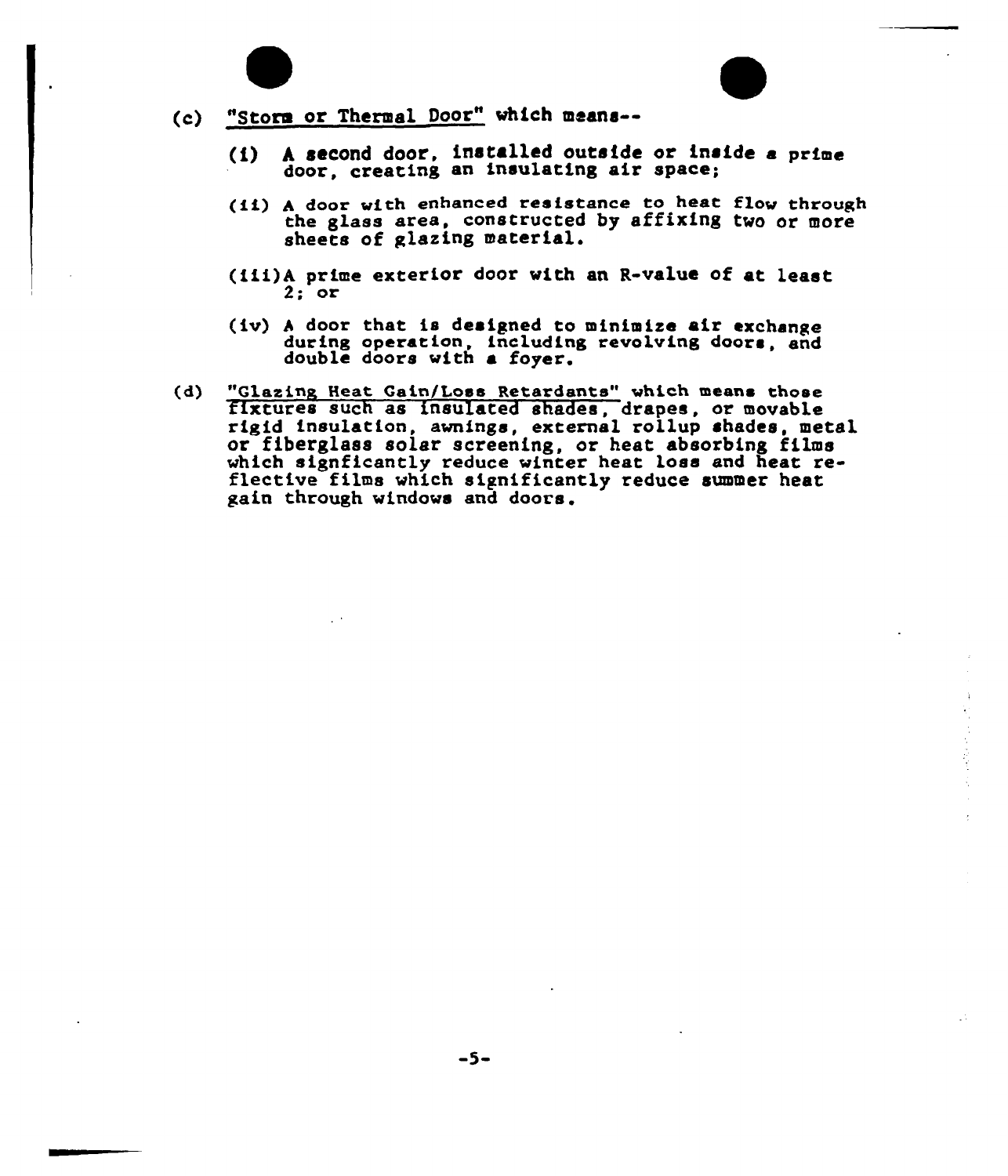(c) <u>"Storm or Thermal Door"</u> which means--

   (i) A second door, installed outside or inside a prime door, creating an insulating air space;

   (ii) A door with enhanced resistance to heat flow through the glass area, constructed by affixing two or more sheets of glazing material.

   (iii) A prime exterior door with an R-value of at least 2; or

   (iv) A door that is designed to minimize air exchange during operation, including revolving doors, and double doors with a foyer.

(d) <u>"Glazing Heat Gain/Loss Retardants"</u> which means those fixtures such as insulated shades, drapes, or movable rigid insulation, awnings, external rollup shades, metal or fiberglass solar screening, or heat absorbing films which signficantly reduce winter heat loss and heat reflective films which significantly reduce summer heat gain through windows and doors.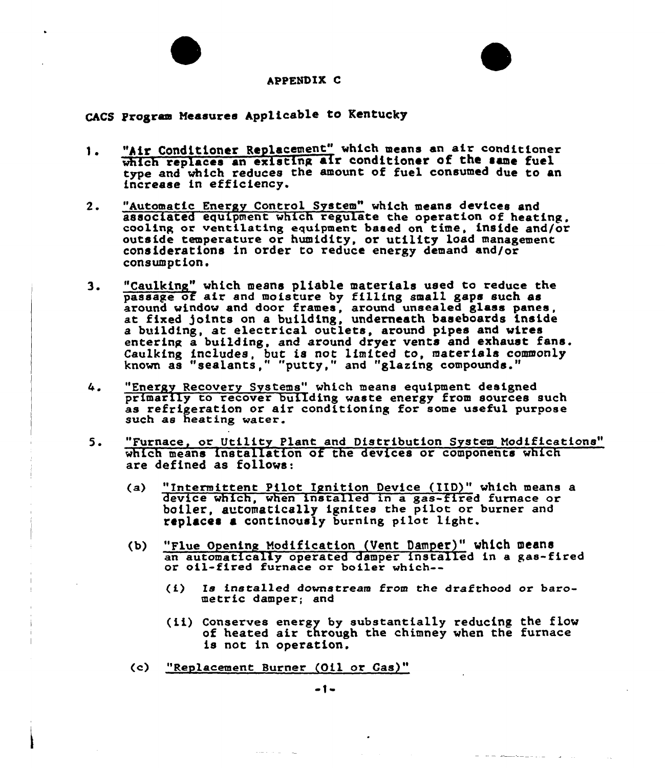# APPENDIX C

## CACS Program Measures Applicable to Kentucky

1. "Air Conditioner Replacement" which means an air conditioner which replaces an existing air conditioner of the same fuel type and which reduces the amount of fuel consumed due to an increase in efficiency.

2. "Automatic Energy Control System" which means devices and associated equipment which regulate the operation of heating, cooling or ventilating equipment based on time, inside and/or outside temperature or humidity, or utility load management considerations in order to reduce energy demand and/or consumption.

3. "Caulking" which means pliable materials used to reduce the passage of air and moisture by filling small gaps such as around window and door frames, around unsealed glass panes, at fixed joints on a building, underneath baseboards inside a building, at electrical outlets, around pipes and wires entering a building, and around dryer vents and exhaust fans. Caulking includes, but is not limited to, materials commonly known as "sealants," "putty," and "glazing compounds."

4. "Energy Recovery Systems" which means equipment designed primarily to recover building waste energy from sources such as refrigeration or air conditioning for some useful purpose such as heating water.

5. "Furnace, or Utility Plant and Distribution System Modifications" which means installation of the devices or components which are defined as follows:

   (a) "Intermittent Pilot Ignition Device (IID)" which means a device which, when installed in a gas-fired furnace or boiler, automatically ignites the pilot or burner and **replaces a** continously burning pilot light.

   (b) "Flue Opening Modification (Vent Damper)" which means an automatically operated damper installed in a gas-fired or oil-fired furnace or boiler which--

      (i) *Is installed downstream from the drafthood or barometric damper; and*

      (ii) Conserves energy by substantially reducing the flow of heated air through the chimney when the furnace is not in operation.

   (c) "Replacement Burner (Oil or Gas)"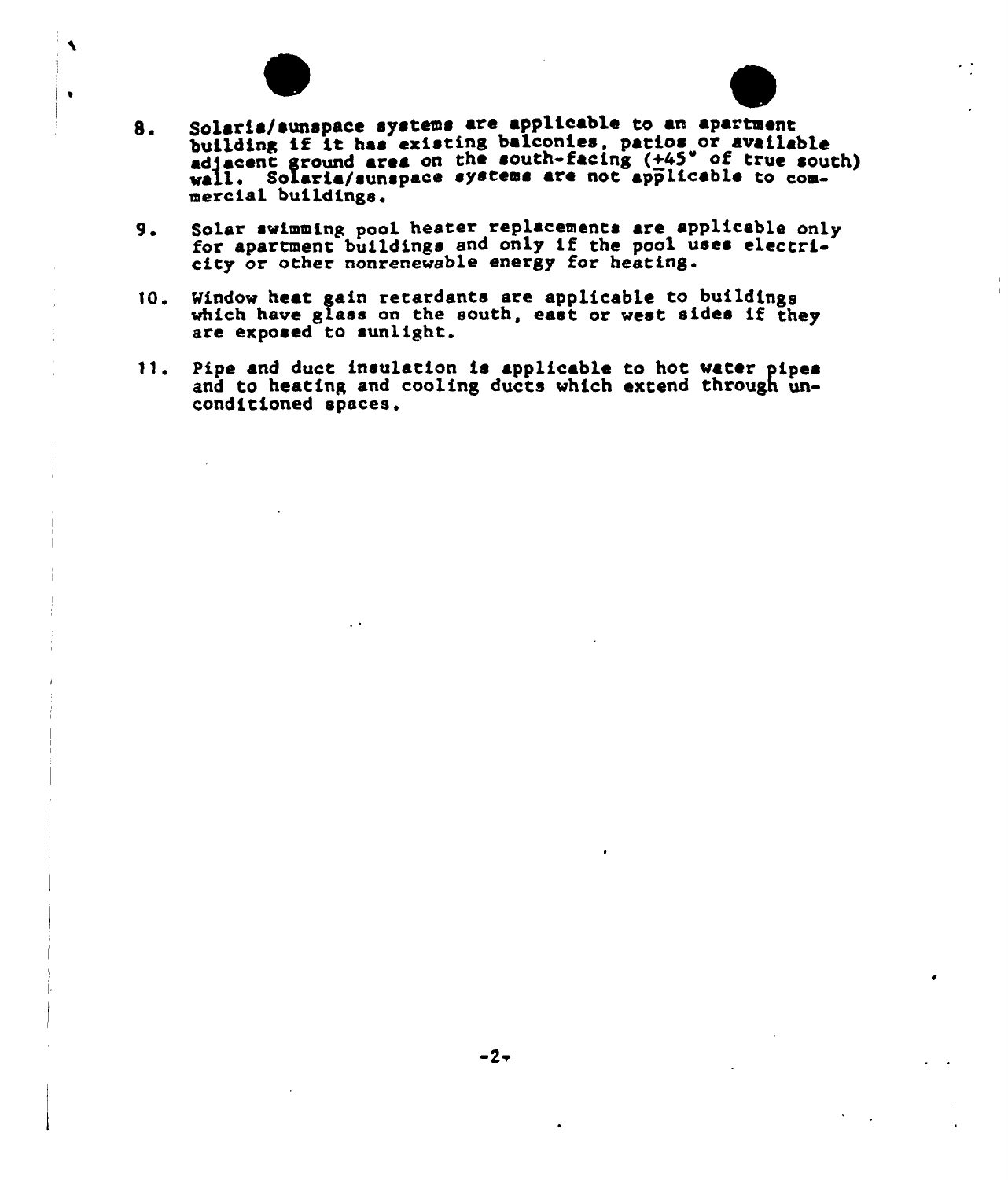8. Solaria/sunspace systems are applicable to an apartment building if it has existing balconies, patios or available adjacent ground area on the south-facing (+45° of true south) wall. Solaria/sunspace systems are not applicable to commercial buildings.

9. Solar swimming pool heater replacements are applicable only for apartment buildings and only if the pool uses electricity or other nonrenewable energy for heating.

10. Window heat gain retardants are applicable to buildings which have glass on the south, east or west sides if they are exposed to sunlight.

11. Pipe and duct insulation is applicable to hot water pipes and to heating and cooling ducts which extend through unconditioned spaces.